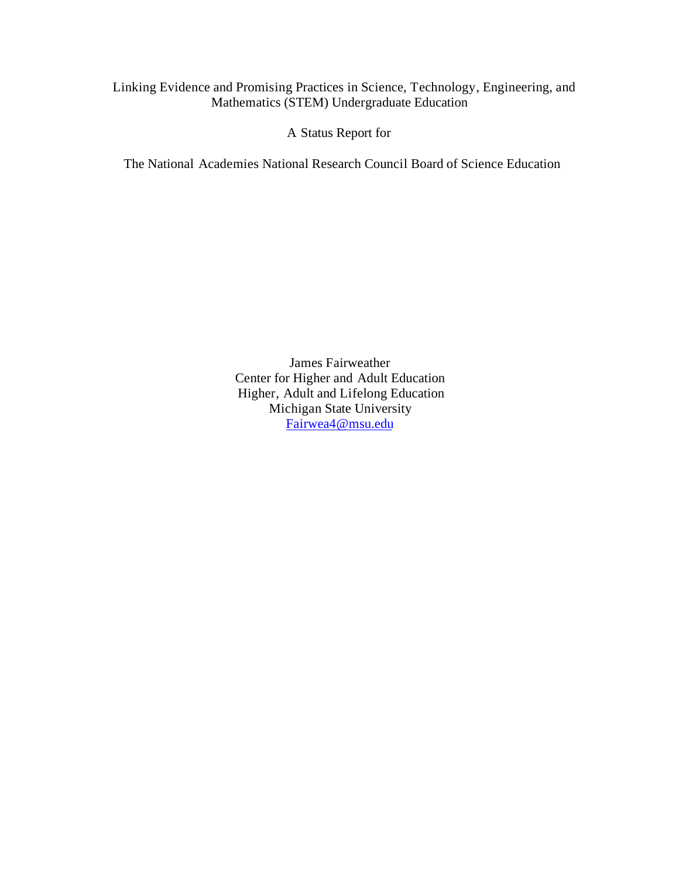Linking Evidence and Promising Practices in Science, Technology, Engineering, and Mathematics (STEM) Undergraduate Education

A Status Report for

The National Academies National Research Council Board of Science Education

James Fairweather  
Center for Higher and Adult Education  
Higher, Adult and Lifelong Education  
Michigan State University  
Fairwea4@msu.edu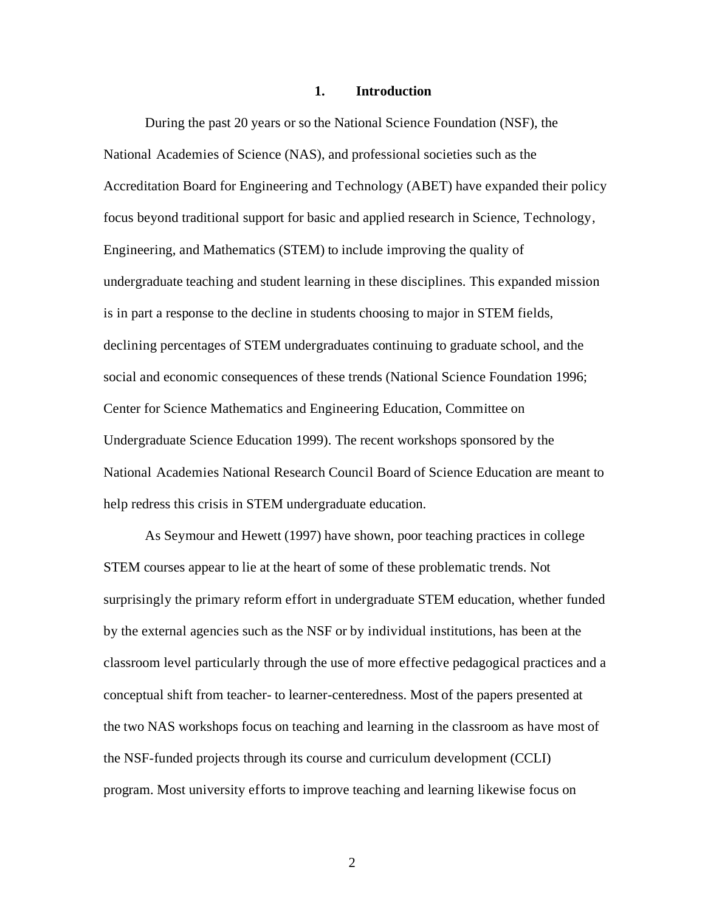## 1. Introduction

During the past 20 years or so the National Science Foundation (NSF), the National Academies of Science (NAS), and professional societies such as the Accreditation Board for Engineering and Technology (ABET) have expanded their policy focus beyond traditional support for basic and applied research in Science, Technology, Engineering, and Mathematics (STEM) to include improving the quality of undergraduate teaching and student learning in these disciplines. This expanded mission is in part a response to the decline in students choosing to major in STEM fields, declining percentages of STEM undergraduates continuing to graduate school, and the social and economic consequences of these trends (National Science Foundation 1996; Center for Science Mathematics and Engineering Education, Committee on Undergraduate Science Education 1999). The recent workshops sponsored by the National Academies National Research Council Board of Science Education are meant to help redress this crisis in STEM undergraduate education.

As Seymour and Hewett (1997) have shown, poor teaching practices in college STEM courses appear to lie at the heart of some of these problematic trends. Not surprisingly the primary reform effort in undergraduate STEM education, whether funded by the external agencies such as the NSF or by individual institutions, has been at the classroom level particularly through the use of more effective pedagogical practices and a conceptual shift from teacher- to learner-centeredness. Most of the papers presented at the two NAS workshops focus on teaching and learning in the classroom as have most of the NSF-funded projects through its course and curriculum development (CCLI) program. Most university efforts to improve teaching and learning likewise focus on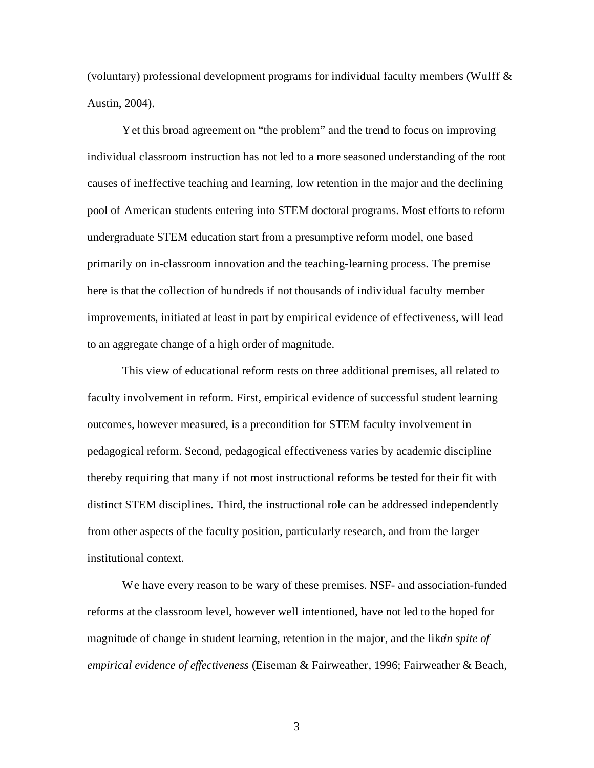(voluntary) professional development programs for individual faculty members (Wulff & Austin, 2004).

Yet this broad agreement on "the problem" and the trend to focus on improving individual classroom instruction has not led to a more seasoned understanding of the root causes of ineffective teaching and learning, low retention in the major and the declining pool of American students entering into STEM doctoral programs. Most efforts to reform undergraduate STEM education start from a presumptive reform model, one based primarily on in-classroom innovation and the teaching-learning process. The premise here is that the collection of hundreds if not thousands of individual faculty member improvements, initiated at least in part by empirical evidence of effectiveness, will lead to an aggregate change of a high order of magnitude.

This view of educational reform rests on three additional premises, all related to faculty involvement in reform. First, empirical evidence of successful student learning outcomes, however measured, is a precondition for STEM faculty involvement in pedagogical reform. Second, pedagogical effectiveness varies by academic discipline thereby requiring that many if not most instructional reforms be tested for their fit with distinct STEM disciplines. Third, the instructional role can be addressed independently from other aspects of the faculty position, particularly research, and from the larger institutional context.

We have every reason to be wary of these premises. NSF- and association-funded reforms at the classroom level, however well intentioned, have not led to the hoped for magnitude of change in student learning, retention in the major, and the like *in spite of empirical evidence of effectiveness* (Eiseman & Fairweather, 1996; Fairweather & Beach,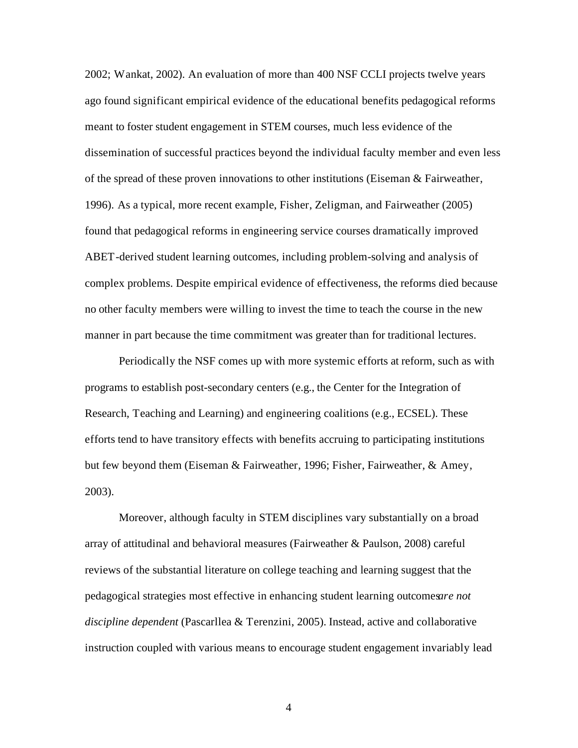2002; Wankat, 2002). An evaluation of more than 400 NSF CCLI projects twelve years ago found significant empirical evidence of the educational benefits pedagogical reforms meant to foster student engagement in STEM courses, much less evidence of the dissemination of successful practices beyond the individual faculty member and even less of the spread of these proven innovations to other institutions (Eiseman & Fairweather, 1996). As a typical, more recent example, Fisher, Zeligman, and Fairweather (2005) found that pedagogical reforms in engineering service courses dramatically improved ABET-derived student learning outcomes, including problem-solving and analysis of complex problems. Despite empirical evidence of effectiveness, the reforms died because no other faculty members were willing to invest the time to teach the course in the new manner in part because the time commitment was greater than for traditional lectures.

Periodically the NSF comes up with more systemic efforts at reform, such as with programs to establish post-secondary centers (e.g., the Center for the Integration of Research, Teaching and Learning) and engineering coalitions (e.g., ECSEL). These efforts tend to have transitory effects with benefits accruing to participating institutions but few beyond them (Eiseman & Fairweather, 1996; Fisher, Fairweather, & Amey, 2003).

Moreover, although faculty in STEM disciplines vary substantially on a broad array of attitudinal and behavioral measures (Fairweather & Paulson, 2008) careful reviews of the substantial literature on college teaching and learning suggest that the pedagogical strategies most effective in enhancing student learning outcomes *are not discipline dependent* (Pascarllea & Terenzini, 2005). Instead, active and collaborative instruction coupled with various means to encourage student engagement invariably lead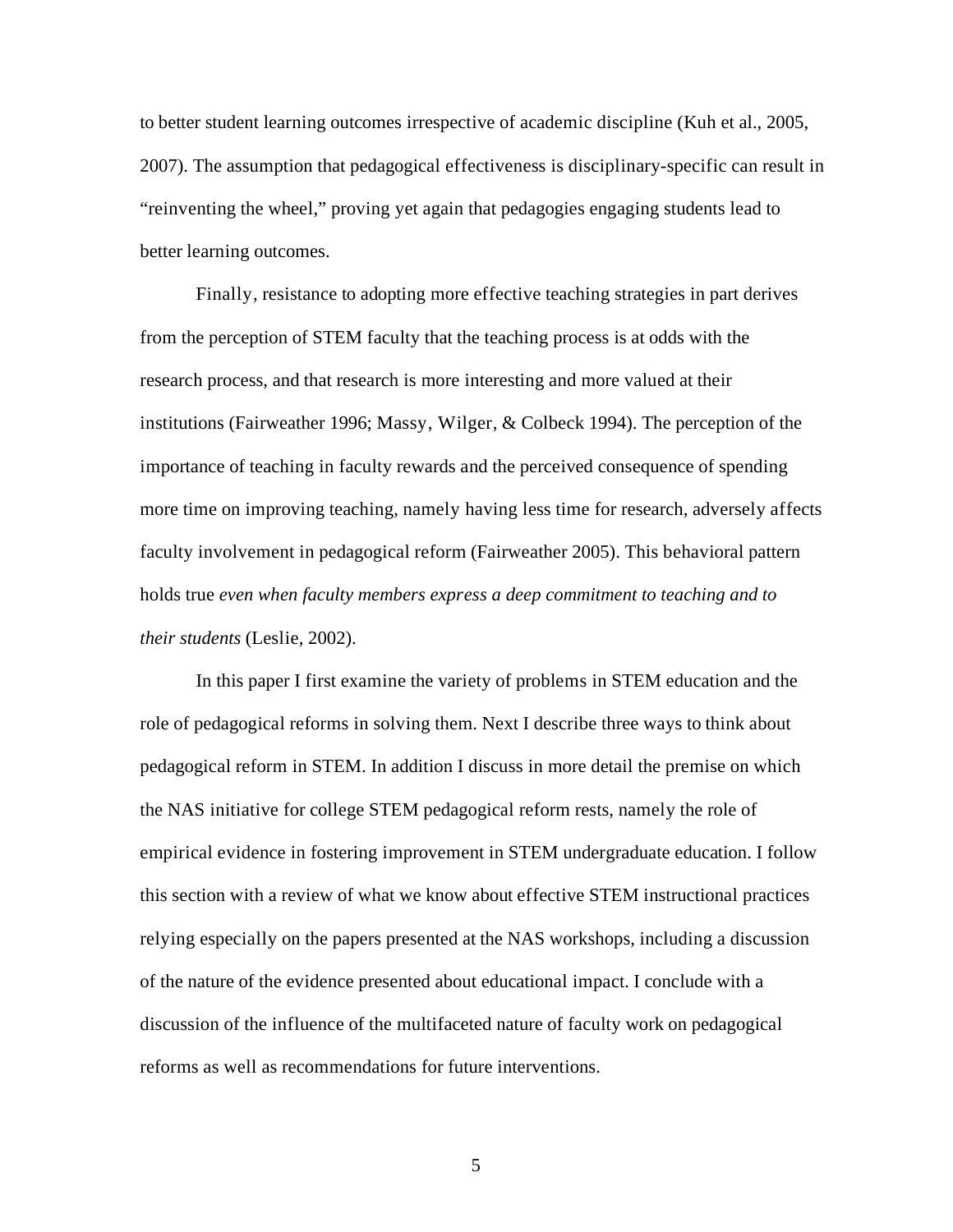to better student learning outcomes irrespective of academic discipline (Kuh et al., 2005, 2007). The assumption that pedagogical effectiveness is disciplinary-specific can result in "reinventing the wheel," proving yet again that pedagogies engaging students lead to better learning outcomes.

Finally, resistance to adopting more effective teaching strategies in part derives from the perception of STEM faculty that the teaching process is at odds with the research process, and that research is more interesting and more valued at their institutions (Fairweather 1996; Massy, Wilger, & Colbeck 1994). The perception of the importance of teaching in faculty rewards and the perceived consequence of spending more time on improving teaching, namely having less time for research, adversely affects faculty involvement in pedagogical reform (Fairweather 2005). This behavioral pattern holds true *even when faculty members express a deep commitment to teaching and to their students* (Leslie, 2002).

In this paper I first examine the variety of problems in STEM education and the role of pedagogical reforms in solving them. Next I describe three ways to think about pedagogical reform in STEM. In addition I discuss in more detail the premise on which the NAS initiative for college STEM pedagogical reform rests, namely the role of empirical evidence in fostering improvement in STEM undergraduate education. I follow this section with a review of what we know about effective STEM instructional practices relying especially on the papers presented at the NAS workshops, including a discussion of the nature of the evidence presented about educational impact. I conclude with a discussion of the influence of the multifaceted nature of faculty work on pedagogical reforms as well as recommendations for future interventions.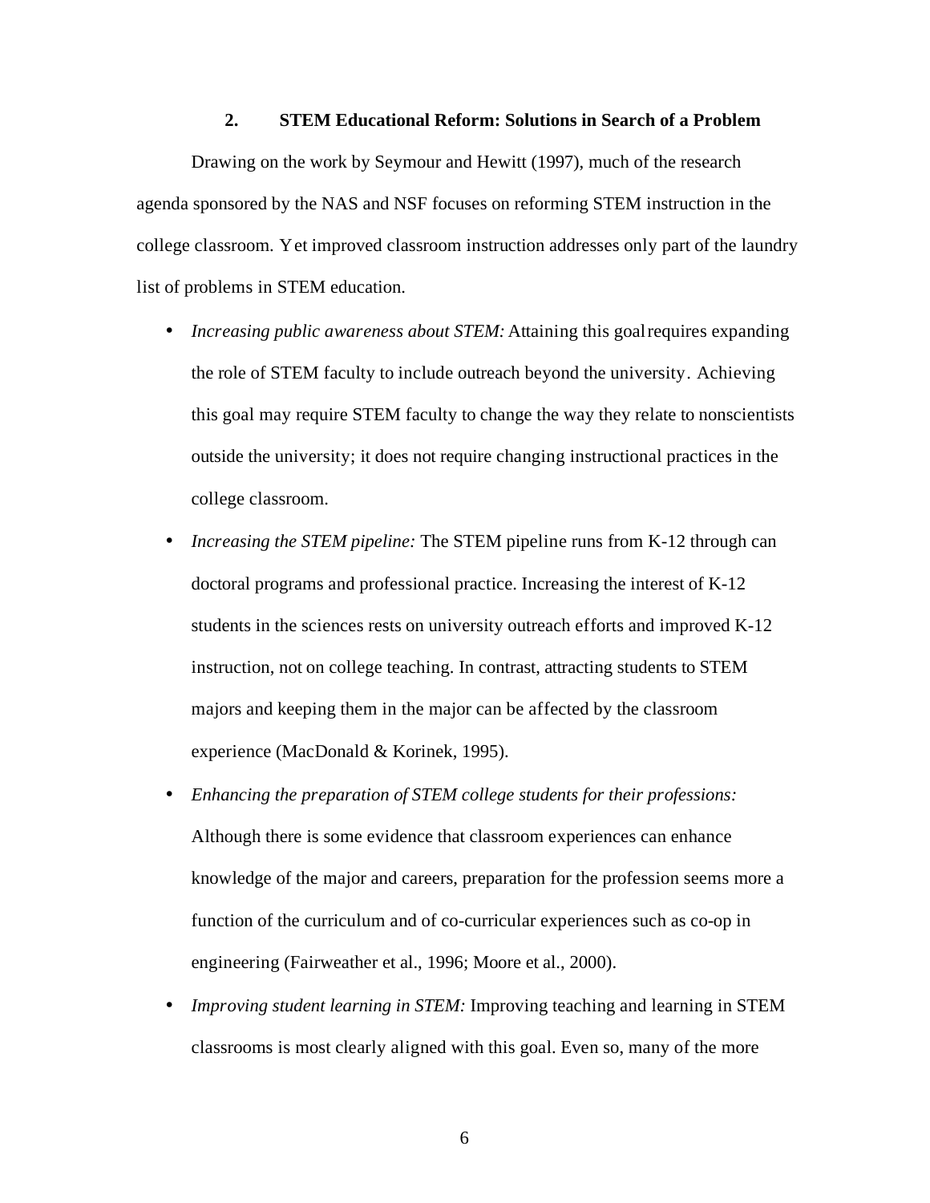## 2. STEM Educational Reform: Solutions in Search of a Problem

Drawing on the work by Seymour and Hewitt (1997), much of the research agenda sponsored by the NAS and NSF focuses on reforming STEM instruction in the college classroom. Yet improved classroom instruction addresses only part of the laundry list of problems in STEM education.

- *Increasing public awareness about STEM:* Attaining this goal requires expanding the role of STEM faculty to include outreach beyond the university. Achieving this goal may require STEM faculty to change the way they relate to nonscientists outside the university; it does not require changing instructional practices in the college classroom.
- *Increasing the STEM pipeline:* The STEM pipeline runs from K-12 through can doctoral programs and professional practice. Increasing the interest of K-12 students in the sciences rests on university outreach efforts and improved K-12 instruction, not on college teaching. In contrast, attracting students to STEM majors and keeping them in the major can be affected by the classroom experience (MacDonald & Korinek, 1995).
- *Enhancing the preparation of STEM college students for their professions:* Although there is some evidence that classroom experiences can enhance knowledge of the major and careers, preparation for the profession seems more a function of the curriculum and of co-curricular experiences such as co-op in engineering (Fairweather et al., 1996; Moore et al., 2000).
- *Improving student learning in STEM:* Improving teaching and learning in STEM classrooms is most clearly aligned with this goal. Even so, many of the more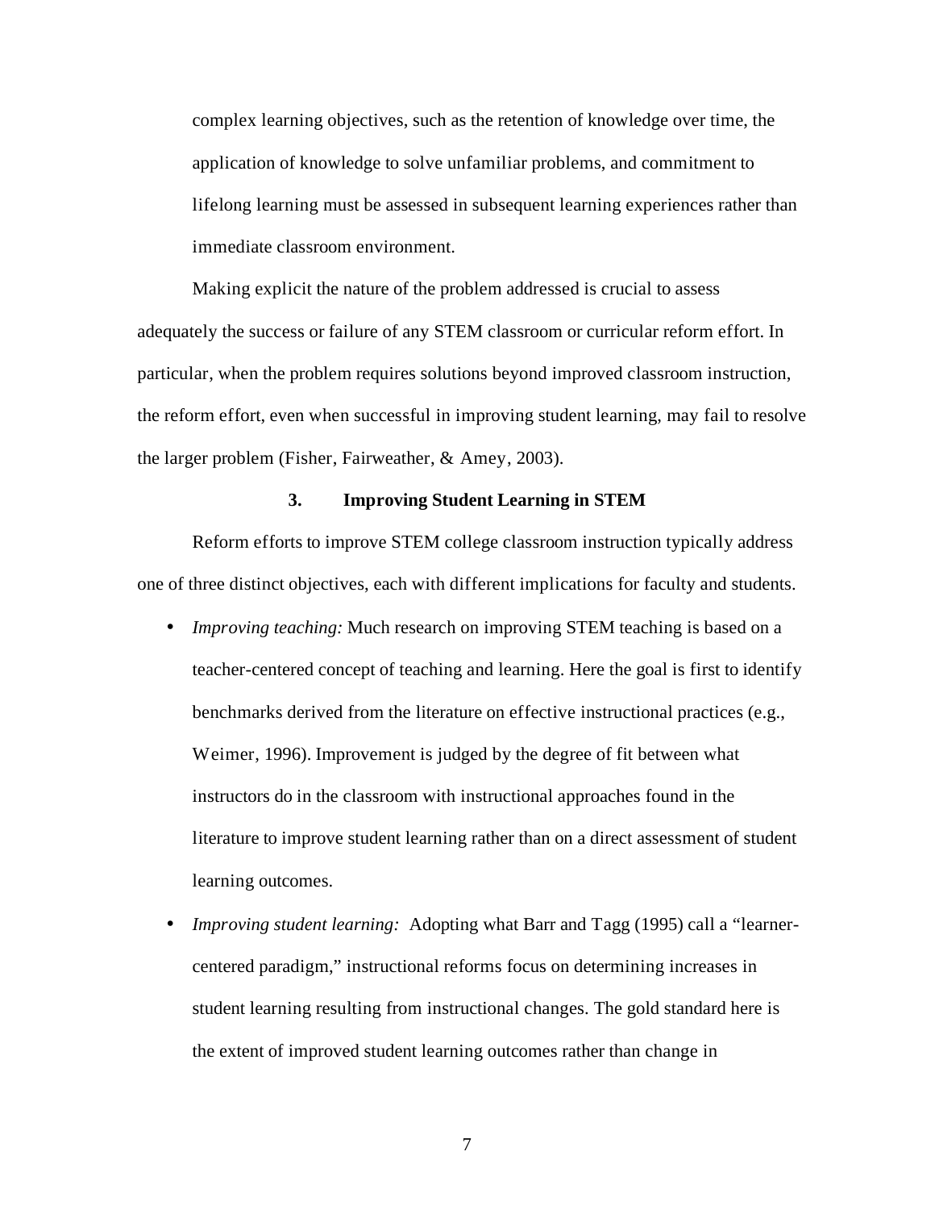complex learning objectives, such as the retention of knowledge over time, the application of knowledge to solve unfamiliar problems, and commitment to lifelong learning must be assessed in subsequent learning experiences rather than immediate classroom environment.

Making explicit the nature of the problem addressed is crucial to assess adequately the success or failure of any STEM classroom or curricular reform effort. In particular, when the problem requires solutions beyond improved classroom instruction, the reform effort, even when successful in improving student learning, may fail to resolve the larger problem (Fisher, Fairweather, & Amey, 2003).

## 3. Improving Student Learning in STEM

Reform efforts to improve STEM college classroom instruction typically address one of three distinct objectives, each with different implications for faculty and students.

- *Improving teaching:* Much research on improving STEM teaching is based on a teacher-centered concept of teaching and learning. Here the goal is first to identify benchmarks derived from the literature on effective instructional practices (e.g., Weimer, 1996). Improvement is judged by the degree of fit between what instructors do in the classroom with instructional approaches found in the literature to improve student learning rather than on a direct assessment of student learning outcomes.
- *Improving student learning:* Adopting what Barr and Tagg (1995) call a "learner-centered paradigm," instructional reforms focus on determining increases in student learning resulting from instructional changes. The gold standard here is the extent of improved student learning outcomes rather than change in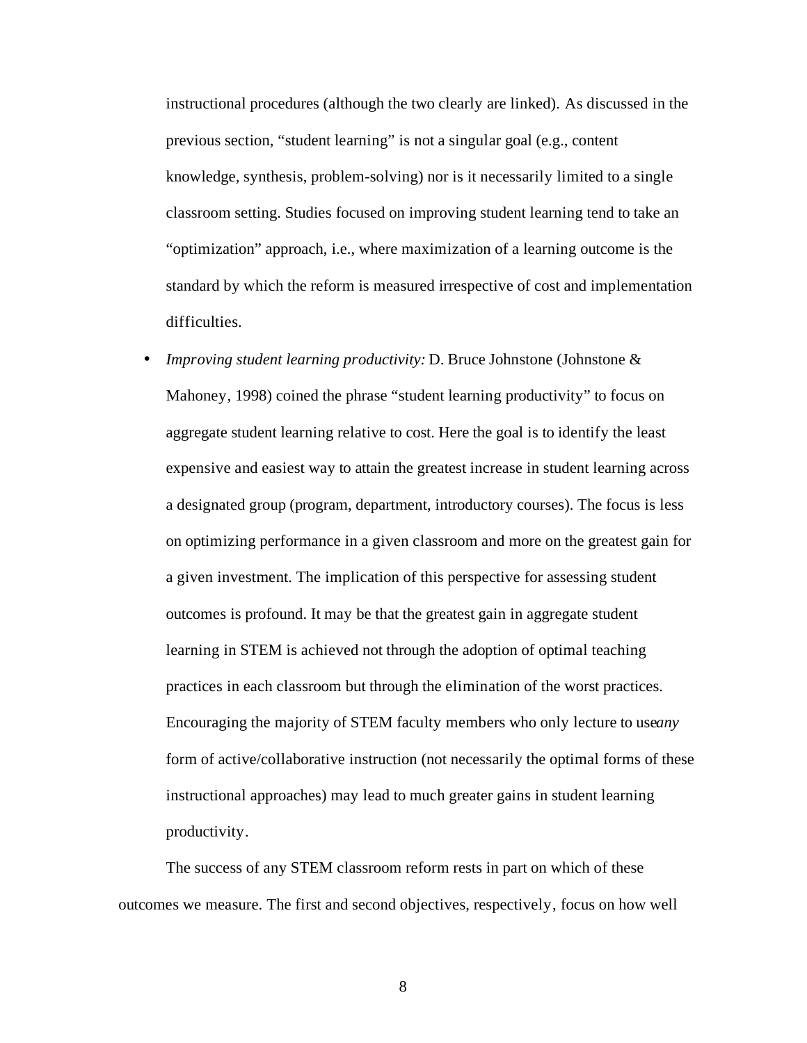instructional procedures (although the two clearly are linked). As discussed in the previous section, "student learning" is not a singular goal (e.g., content knowledge, synthesis, problem-solving) nor is it necessarily limited to a single classroom setting. Studies focused on improving student learning tend to take an "optimization" approach, i.e., where maximization of a learning outcome is the standard by which the reform is measured irrespective of cost and implementation difficulties.

- *Improving student learning productivity:* D. Bruce Johnstone (Johnstone & Mahoney, 1998) coined the phrase "student learning productivity" to focus on aggregate student learning relative to cost. Here the goal is to identify the least expensive and easiest way to attain the greatest increase in student learning across a designated group (program, department, introductory courses). The focus is less on optimizing performance in a given classroom and more on the greatest gain for a given investment. The implication of this perspective for assessing student outcomes is profound. It may be that the greatest gain in aggregate student learning in STEM is achieved not through the adoption of optimal teaching practices in each classroom but through the elimination of the worst practices. Encouraging the majority of STEM faculty members who only lecture to use *any* form of active/collaborative instruction (not necessarily the optimal forms of these instructional approaches) may lead to much greater gains in student learning productivity.

The success of any STEM classroom reform rests in part on which of these outcomes we measure. The first and second objectives, respectively, focus on how well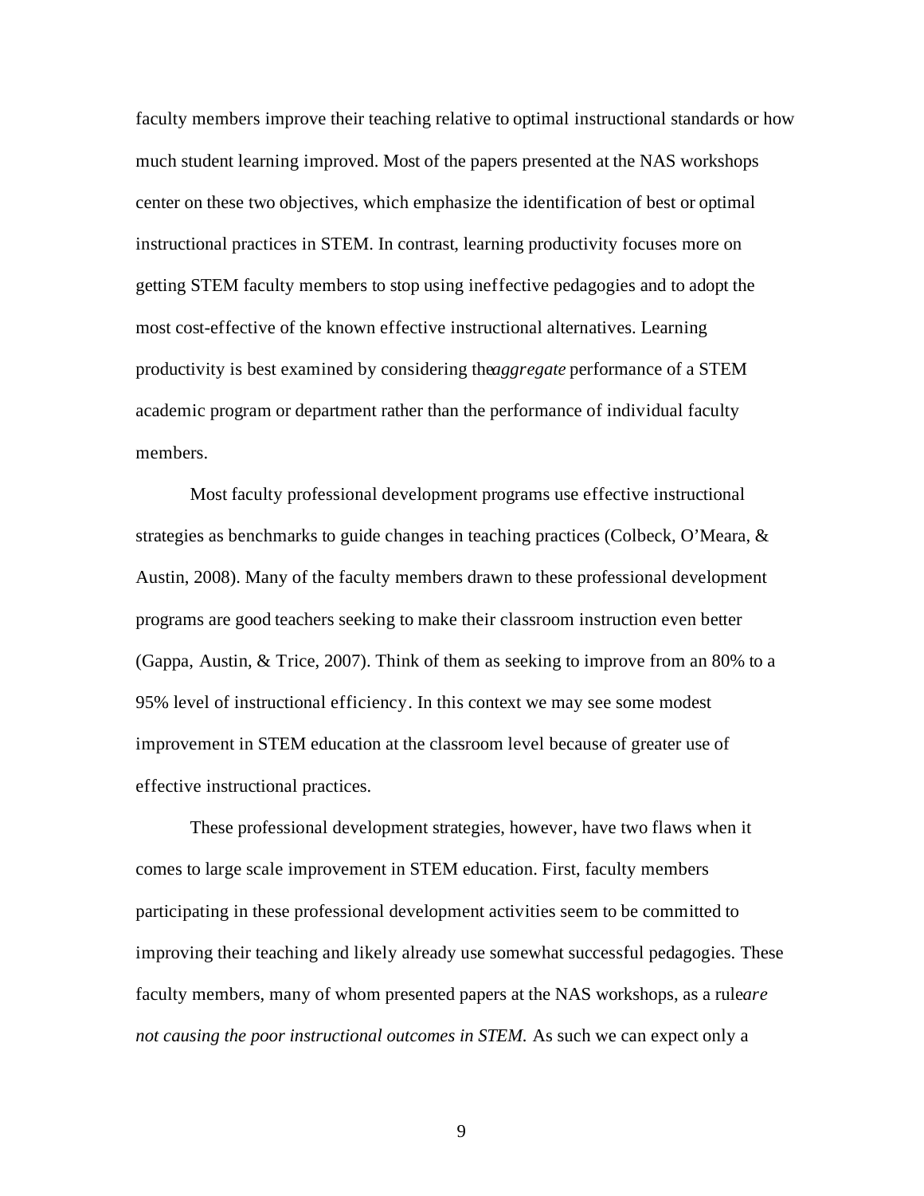faculty members improve their teaching relative to optimal instructional standards or how much student learning improved. Most of the papers presented at the NAS workshops center on these two objectives, which emphasize the identification of best or optimal instructional practices in STEM. In contrast, learning productivity focuses more on getting STEM faculty members to stop using ineffective pedagogies and to adopt the most cost-effective of the known effective instructional alternatives. Learning productivity is best examined by considering the *aggregate* performance of a STEM academic program or department rather than the performance of individual faculty members.

Most faculty professional development programs use effective instructional strategies as benchmarks to guide changes in teaching practices (Colbeck, O'Meara, & Austin, 2008). Many of the faculty members drawn to these professional development programs are good teachers seeking to make their classroom instruction even better (Gappa, Austin, & Trice, 2007). Think of them as seeking to improve from an 80% to a 95% level of instructional efficiency. In this context we may see some modest improvement in STEM education at the classroom level because of greater use of effective instructional practices.

These professional development strategies, however, have two flaws when it comes to large scale improvement in STEM education. First, faculty members participating in these professional development activities seem to be committed to improving their teaching and likely already use somewhat successful pedagogies. These faculty members, many of whom presented papers at the NAS workshops, as a rule *are not causing the poor instructional outcomes in STEM.* As such we can expect only a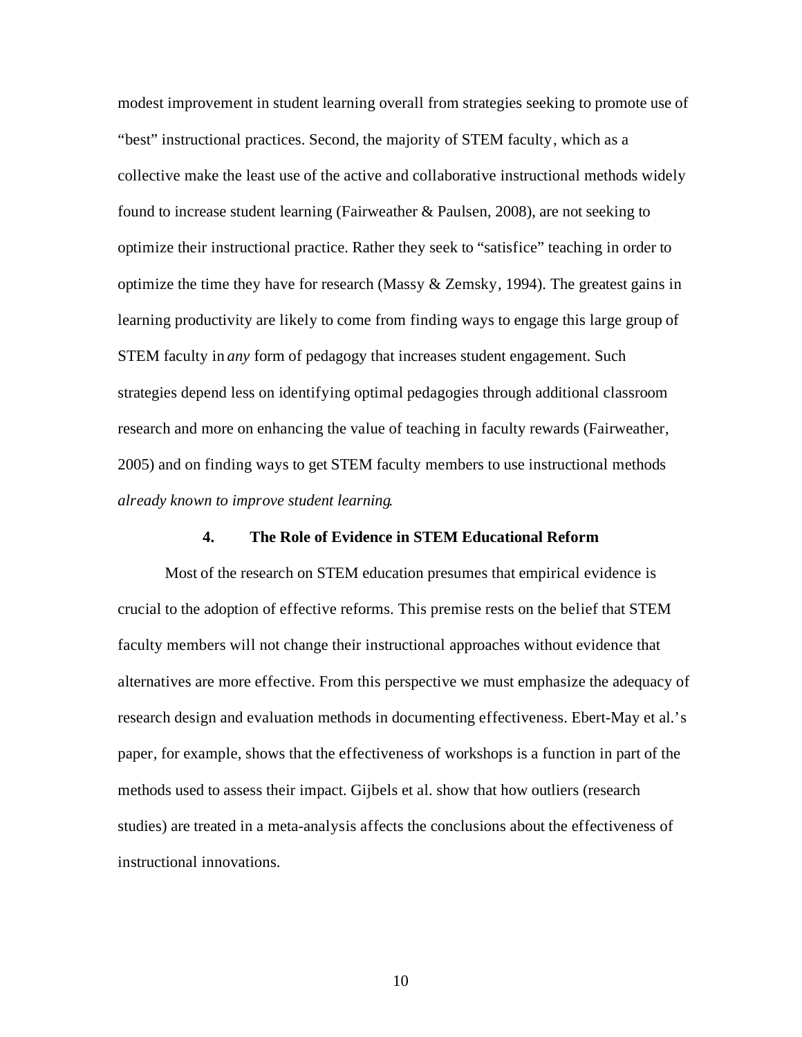modest improvement in student learning overall from strategies seeking to promote use of "best" instructional practices. Second, the majority of STEM faculty, which as a collective make the least use of the active and collaborative instructional methods widely found to increase student learning (Fairweather & Paulsen, 2008), are not seeking to optimize their instructional practice. Rather they seek to "satisfice" teaching in order to optimize the time they have for research (Massy & Zemsky, 1994). The greatest gains in learning productivity are likely to come from finding ways to engage this large group of STEM faculty in *any* form of pedagogy that increases student engagement. Such strategies depend less on identifying optimal pedagogies through additional classroom research and more on enhancing the value of teaching in faculty rewards (Fairweather, 2005) and on finding ways to get STEM faculty members to use instructional methods *already known to improve student learning*.

## 4. The Role of Evidence in STEM Educational Reform

Most of the research on STEM education presumes that empirical evidence is crucial to the adoption of effective reforms. This premise rests on the belief that STEM faculty members will not change their instructional approaches without evidence that alternatives are more effective. From this perspective we must emphasize the adequacy of research design and evaluation methods in documenting effectiveness. Ebert-May et al.'s paper, for example, shows that the effectiveness of workshops is a function in part of the methods used to assess their impact. Gijbels et al. show that how outliers (research studies) are treated in a meta-analysis affects the conclusions about the effectiveness of instructional innovations.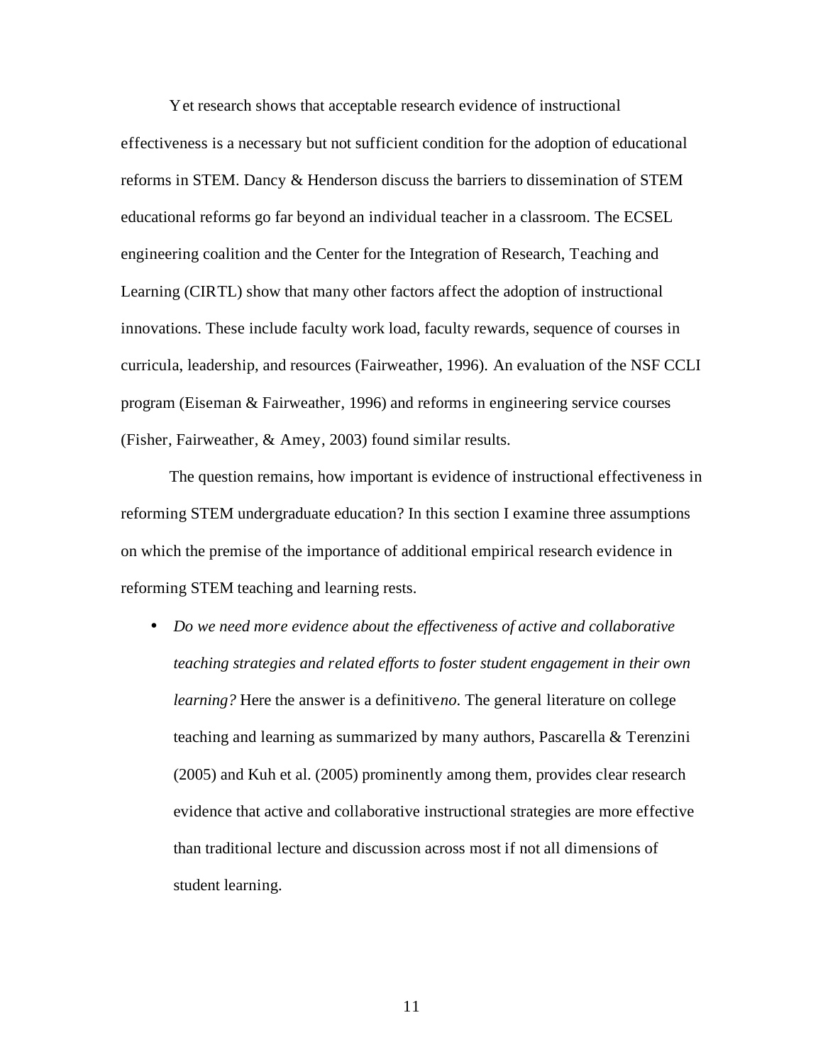Yet research shows that acceptable research evidence of instructional effectiveness is a necessary but not sufficient condition for the adoption of educational reforms in STEM. Dancy & Henderson discuss the barriers to dissemination of STEM educational reforms go far beyond an individual teacher in a classroom. The ECSEL engineering coalition and the Center for the Integration of Research, Teaching and Learning (CIRTL) show that many other factors affect the adoption of instructional innovations. These include faculty work load, faculty rewards, sequence of courses in curricula, leadership, and resources (Fairweather, 1996). An evaluation of the NSF CCLI program (Eiseman & Fairweather, 1996) and reforms in engineering service courses (Fisher, Fairweather, & Amey, 2003) found similar results.

The question remains, how important is evidence of instructional effectiveness in reforming STEM undergraduate education? In this section I examine three assumptions on which the premise of the importance of additional empirical research evidence in reforming STEM teaching and learning rests.

- *Do we need more evidence about the effectiveness of active and collaborative teaching strategies and related efforts to foster student engagement in their own learning?* Here the answer is a definitive *no*. The general literature on college teaching and learning as summarized by many authors, Pascarella & Terenzini (2005) and Kuh et al. (2005) prominently among them, provides clear research evidence that active and collaborative instructional strategies are more effective than traditional lecture and discussion across most if not all dimensions of student learning.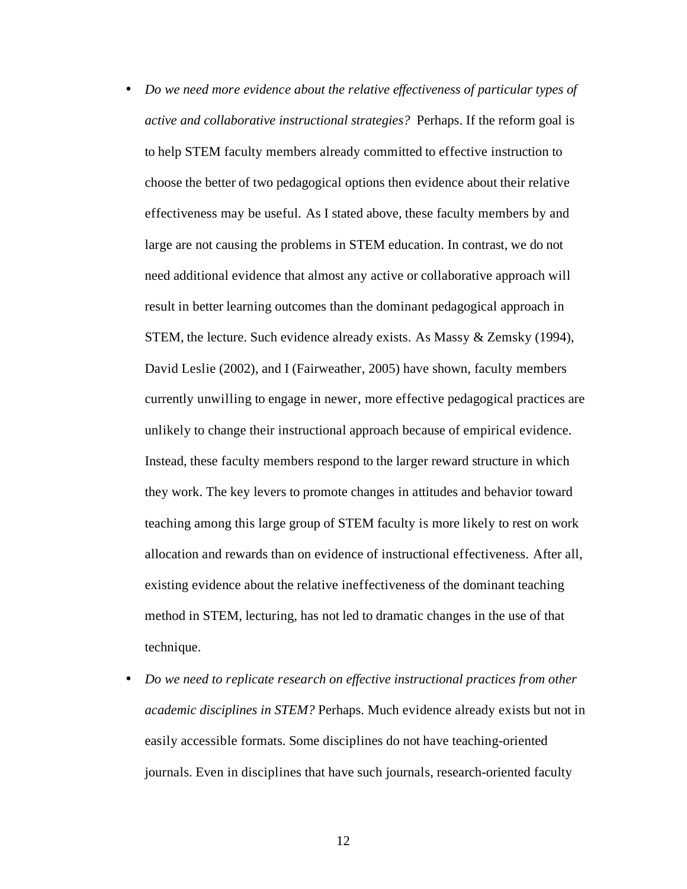- *Do we need more evidence about the relative effectiveness of particular types of active and collaborative instructional strategies?* Perhaps. If the reform goal is to help STEM faculty members already committed to effective instruction to choose the better of two pedagogical options then evidence about their relative effectiveness may be useful. As I stated above, these faculty members by and large are not causing the problems in STEM education. In contrast, we do not need additional evidence that almost any active or collaborative approach will result in better learning outcomes than the dominant pedagogical approach in STEM, the lecture. Such evidence already exists. As Massy & Zemsky (1994), David Leslie (2002), and I (Fairweather, 2005) have shown, faculty members currently unwilling to engage in newer, more effective pedagogical practices are unlikely to change their instructional approach because of empirical evidence. Instead, these faculty members respond to the larger reward structure in which they work. The key levers to promote changes in attitudes and behavior toward teaching among this large group of STEM faculty is more likely to rest on work allocation and rewards than on evidence of instructional effectiveness. After all, existing evidence about the relative ineffectiveness of the dominant teaching method in STEM, lecturing, has not led to dramatic changes in the use of that technique.
- *Do we need to replicate research on effective instructional practices from other academic disciplines in STEM?* Perhaps. Much evidence already exists but not in easily accessible formats. Some disciplines do not have teaching-oriented journals. Even in disciplines that have such journals, research-oriented faculty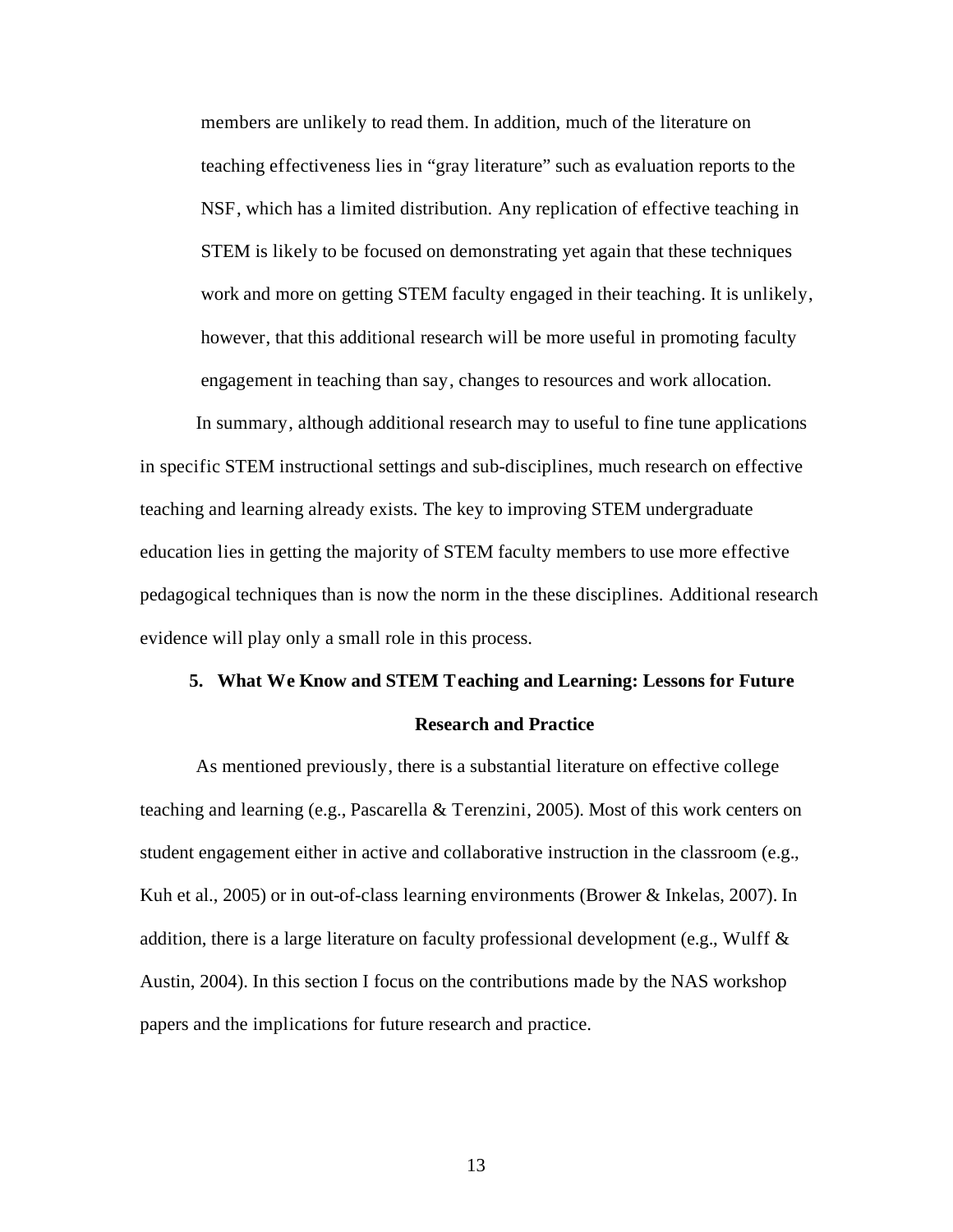> members are unlikely to read them. In addition, much of the literature on teaching effectiveness lies in "gray literature" such as evaluation reports to the NSF, which has a limited distribution. Any replication of effective teaching in STEM is likely to be focused on demonstrating yet again that these techniques work and more on getting STEM faculty engaged in their teaching. It is unlikely, however, that this additional research will be more useful in promoting faculty engagement in teaching than say, changes to resources and work allocation.

In summary, although additional research may to useful to fine tune applications in specific STEM instructional settings and sub-disciplines, much research on effective teaching and learning already exists. The key to improving STEM undergraduate education lies in getting the majority of STEM faculty members to use more effective pedagogical techniques than is now the norm in the these disciplines. Additional research evidence will play only a small role in this process.

## 5. What We Know and STEM Teaching and Learning: Lessons for Future Research and Practice

As mentioned previously, there is a substantial literature on effective college teaching and learning (e.g., Pascarella & Terenzini, 2005). Most of this work centers on student engagement either in active and collaborative instruction in the classroom (e.g., Kuh et al., 2005) or in out-of-class learning environments (Brower & Inkelas, 2007). In addition, there is a large literature on faculty professional development (e.g., Wulff & Austin, 2004). In this section I focus on the contributions made by the NAS workshop papers and the implications for future research and practice.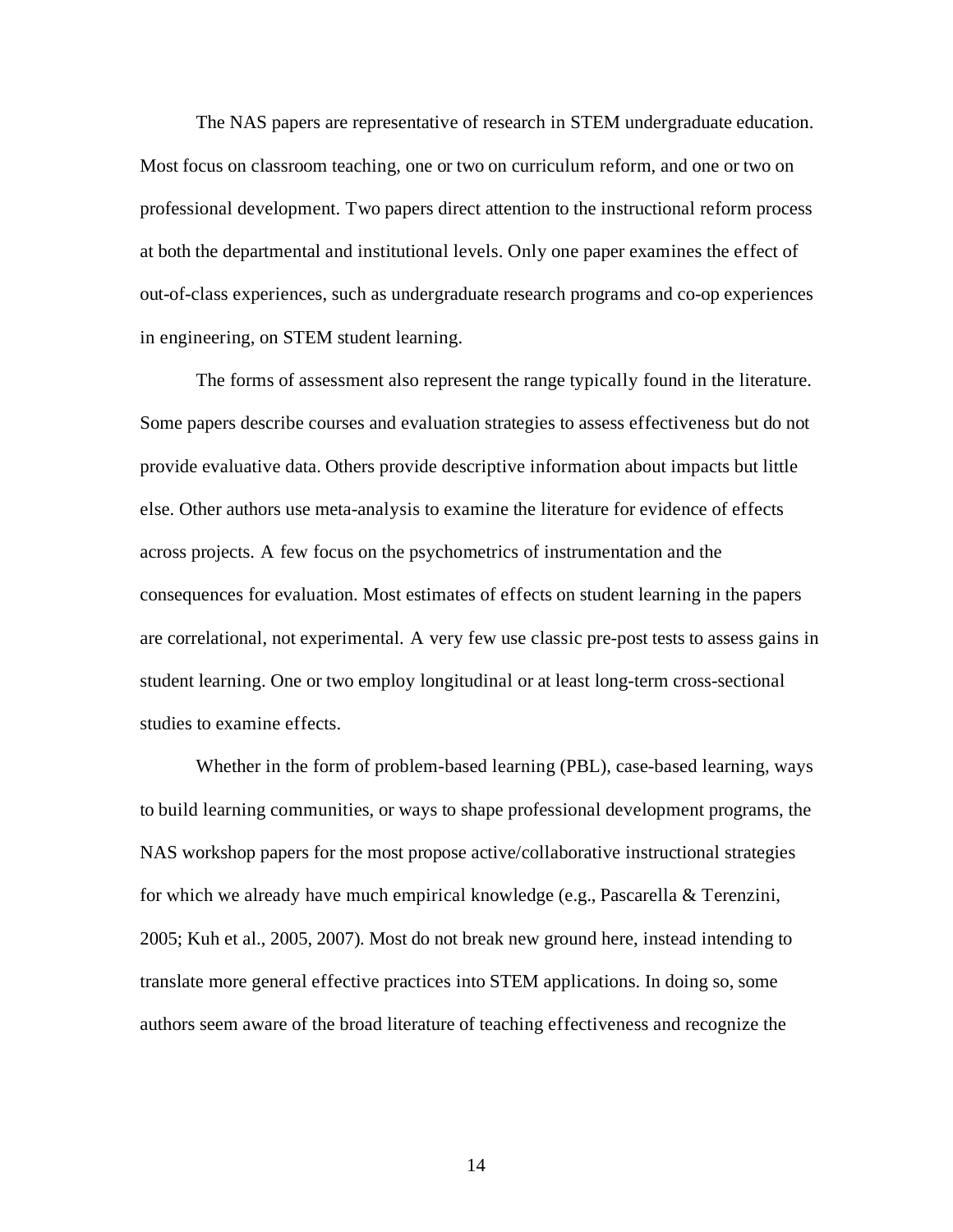The NAS papers are representative of research in STEM undergraduate education. Most focus on classroom teaching, one or two on curriculum reform, and one or two on professional development. Two papers direct attention to the instructional reform process at both the departmental and institutional levels. Only one paper examines the effect of out-of-class experiences, such as undergraduate research programs and co-op experiences in engineering, on STEM student learning.

The forms of assessment also represent the range typically found in the literature. Some papers describe courses and evaluation strategies to assess effectiveness but do not provide evaluative data. Others provide descriptive information about impacts but little else. Other authors use meta-analysis to examine the literature for evidence of effects across projects. A few focus on the psychometrics of instrumentation and the consequences for evaluation. Most estimates of effects on student learning in the papers are correlational, not experimental. A very few use classic pre-post tests to assess gains in student learning. One or two employ longitudinal or at least long-term cross-sectional studies to examine effects.

Whether in the form of problem-based learning (PBL), case-based learning, ways to build learning communities, or ways to shape professional development programs, the NAS workshop papers for the most propose active/collaborative instructional strategies for which we already have much empirical knowledge (e.g., Pascarella & Terenzini, 2005; Kuh et al., 2005, 2007). Most do not break new ground here, instead intending to translate more general effective practices into STEM applications. In doing so, some authors seem aware of the broad literature of teaching effectiveness and recognize the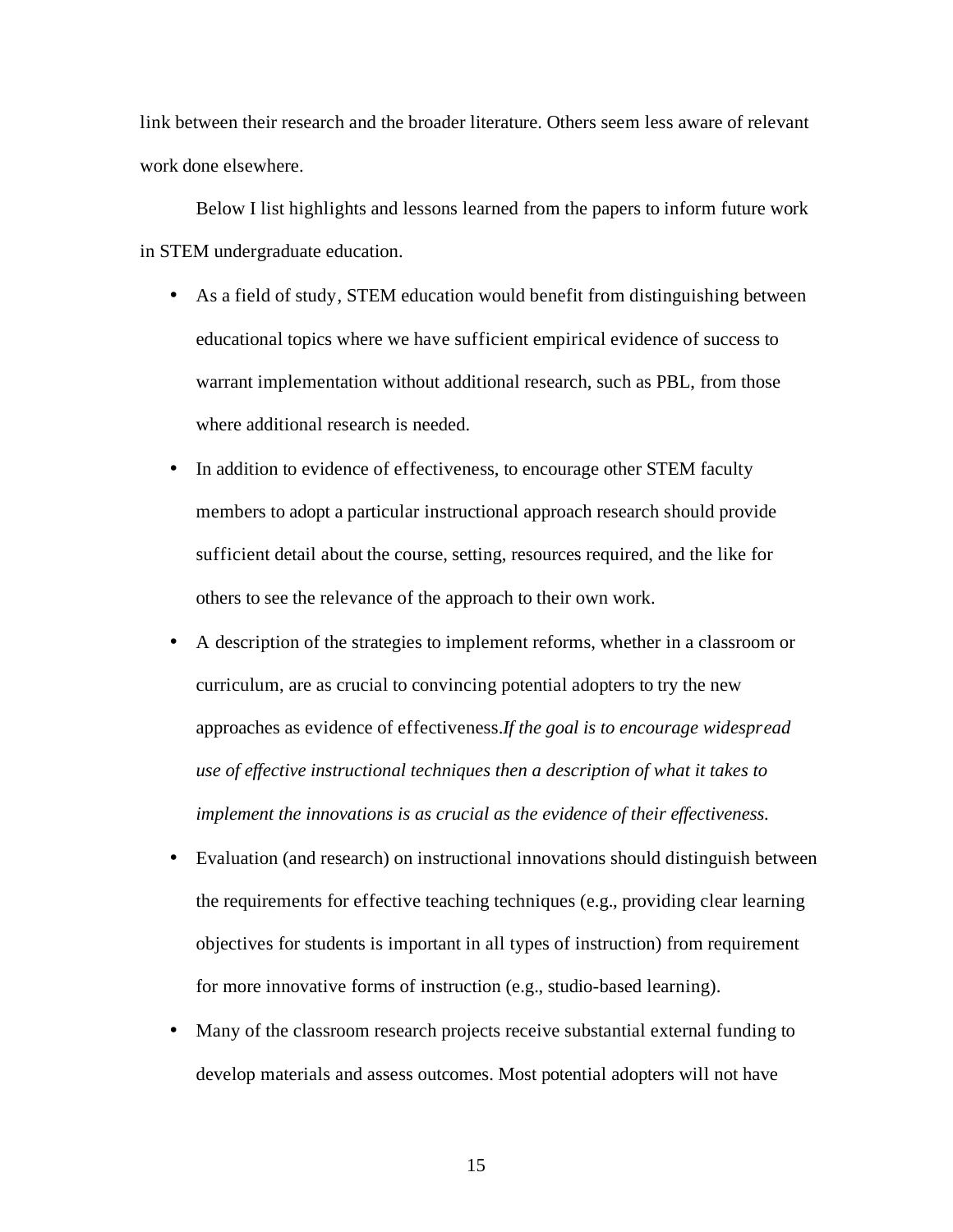link between their research and the broader literature. Others seem less aware of relevant work done elsewhere.

Below I list highlights and lessons learned from the papers to inform future work in STEM undergraduate education.

- As a field of study, STEM education would benefit from distinguishing between educational topics where we have sufficient empirical evidence of success to warrant implementation without additional research, such as PBL, from those where additional research is needed.
- In addition to evidence of effectiveness, to encourage other STEM faculty members to adopt a particular instructional approach research should provide sufficient detail about the course, setting, resources required, and the like for others to see the relevance of the approach to their own work.
- A description of the strategies to implement reforms, whether in a classroom or curriculum, are as crucial to convincing potential adopters to try the new approaches as evidence of effectiveness.*If the goal is to encourage widespread use of effective instructional techniques then a description of what it takes to implement the innovations is as crucial as the evidence of their effectiveness.*
- Evaluation (and research) on instructional innovations should distinguish between the requirements for effective teaching techniques (e.g., providing clear learning objectives for students is important in all types of instruction) from requirement for more innovative forms of instruction (e.g., studio-based learning).
- Many of the classroom research projects receive substantial external funding to develop materials and assess outcomes. Most potential adopters will not have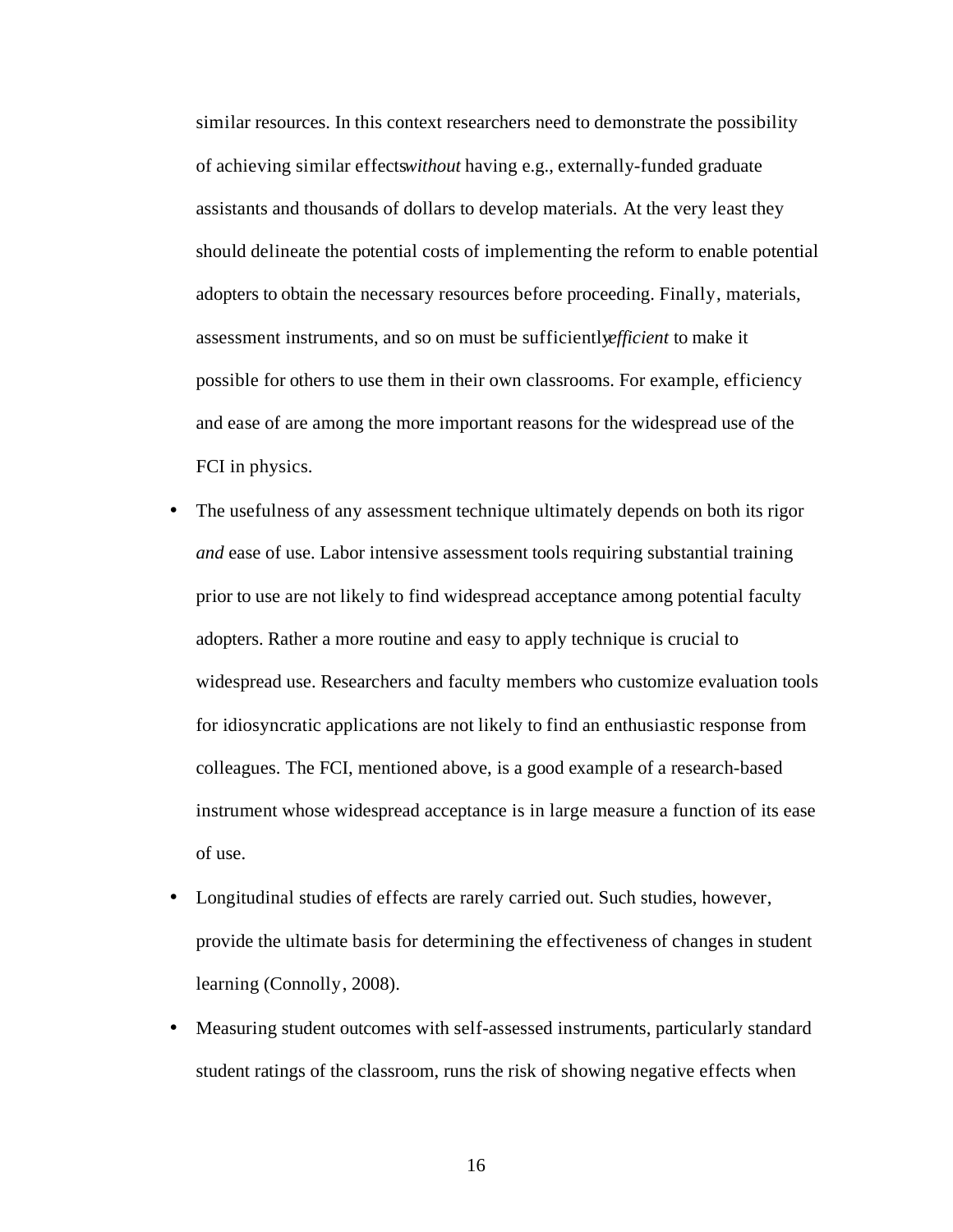similar resources. In this context researchers need to demonstrate the possibility of achieving similar effects *without* having e.g., externally-funded graduate assistants and thousands of dollars to develop materials. At the very least they should delineate the potential costs of implementing the reform to enable potential adopters to obtain the necessary resources before proceeding. Finally, materials, assessment instruments, and so on must be sufficiently *efficient* to make it possible for others to use them in their own classrooms. For example, efficiency and ease of are among the more important reasons for the widespread use of the FCI in physics.

- The usefulness of any assessment technique ultimately depends on both its rigor *and* ease of use. Labor intensive assessment tools requiring substantial training prior to use are not likely to find widespread acceptance among potential faculty adopters. Rather a more routine and easy to apply technique is crucial to widespread use. Researchers and faculty members who customize evaluation tools for idiosyncratic applications are not likely to find an enthusiastic response from colleagues. The FCI, mentioned above, is a good example of a research-based instrument whose widespread acceptance is in large measure a function of its ease of use.
- Longitudinal studies of effects are rarely carried out. Such studies, however, provide the ultimate basis for determining the effectiveness of changes in student learning (Connolly, 2008).
- Measuring student outcomes with self-assessed instruments, particularly standard student ratings of the classroom, runs the risk of showing negative effects when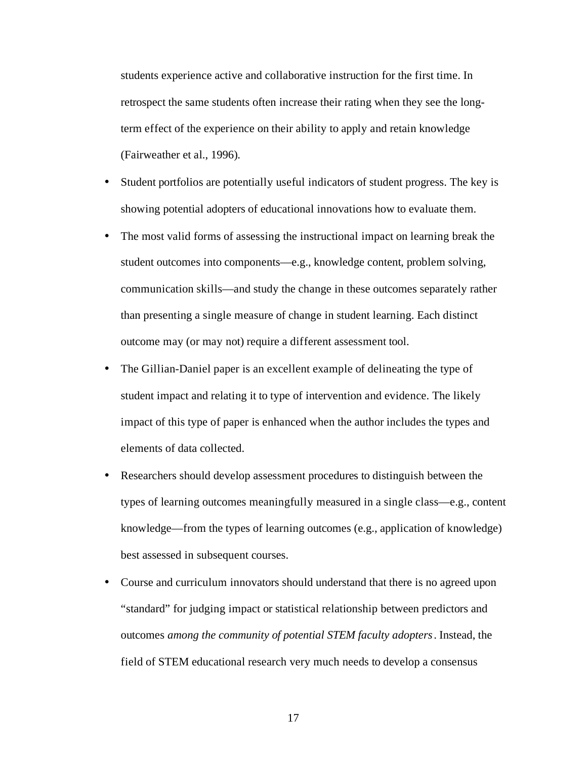students experience active and collaborative instruction for the first time. In retrospect the same students often increase their rating when they see the long-term effect of the experience on their ability to apply and retain knowledge (Fairweather et al., 1996).

- Student portfolios are potentially useful indicators of student progress. The key is showing potential adopters of educational innovations how to evaluate them.
- The most valid forms of assessing the instructional impact on learning break the student outcomes into components—e.g., knowledge content, problem solving, communication skills—and study the change in these outcomes separately rather than presenting a single measure of change in student learning. Each distinct outcome may (or may not) require a different assessment tool.
- The Gillian-Daniel paper is an excellent example of delineating the type of student impact and relating it to type of intervention and evidence. The likely impact of this type of paper is enhanced when the author includes the types and elements of data collected.
- Researchers should develop assessment procedures to distinguish between the types of learning outcomes meaningfully measured in a single class—e.g., content knowledge—from the types of learning outcomes (e.g., application of knowledge) best assessed in subsequent courses.
- Course and curriculum innovators should understand that there is no agreed upon "standard" for judging impact or statistical relationship between predictors and outcomes *among the community of potential STEM faculty adopters*. Instead, the field of STEM educational research very much needs to develop a consensus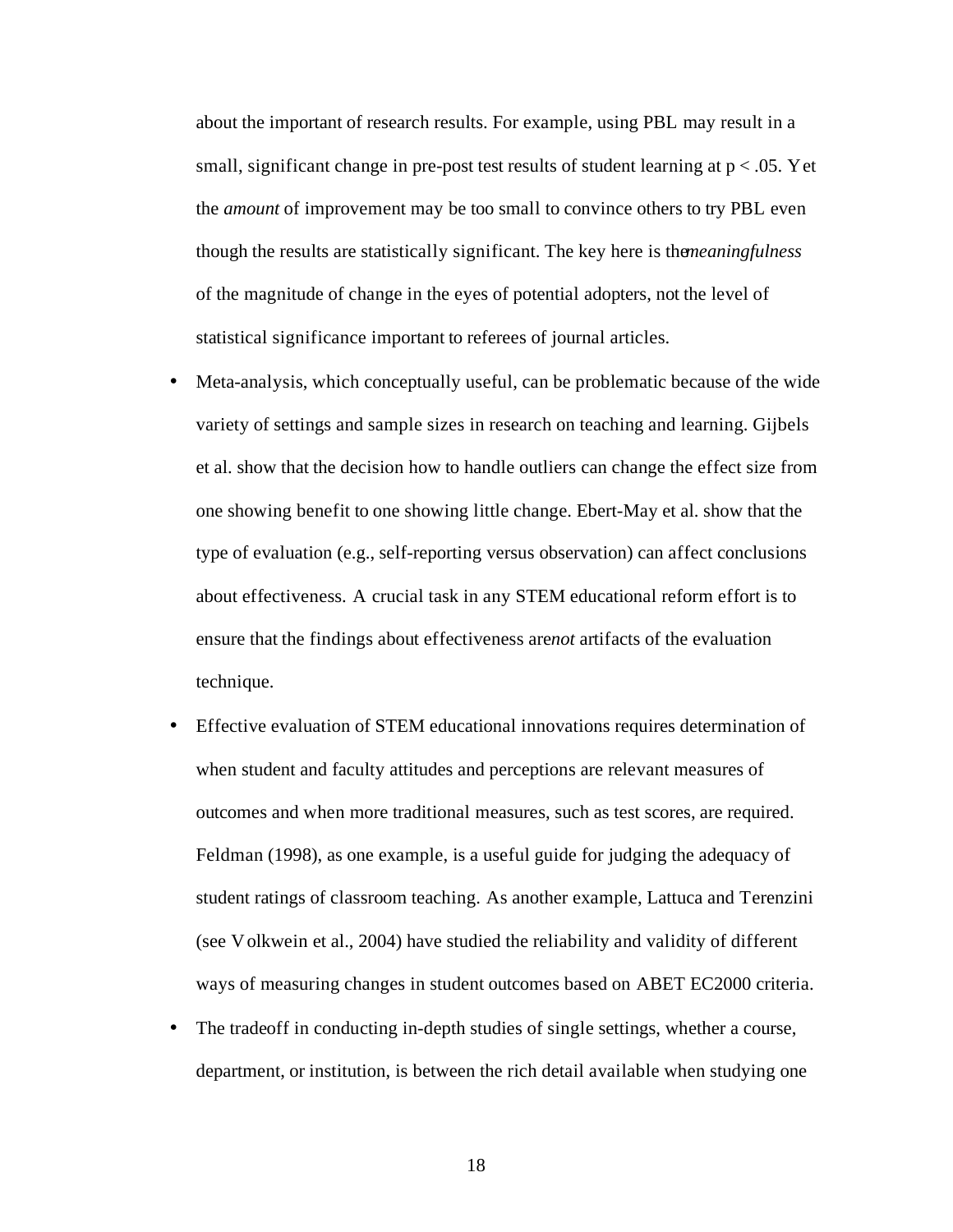about the important of research results. For example, using PBL may result in a small, significant change in pre-post test results of student learning at $p < .05$. Yet the *amount* of improvement may be too small to convince others to try PBL even though the results are statistically significant. The key here is the *meaningfulness* of the magnitude of change in the eyes of potential adopters, not the level of statistical significance important to referees of journal articles.

- Meta-analysis, which conceptually useful, can be problematic because of the wide variety of settings and sample sizes in research on teaching and learning. Gijbels et al. show that the decision how to handle outliers can change the effect size from one showing benefit to one showing little change. Ebert-May et al. show that the type of evaluation (e.g., self-reporting versus observation) can affect conclusions about effectiveness. A crucial task in any STEM educational reform effort is to ensure that the findings about effectiveness are *not* artifacts of the evaluation technique.
- Effective evaluation of STEM educational innovations requires determination of when student and faculty attitudes and perceptions are relevant measures of outcomes and when more traditional measures, such as test scores, are required. Feldman (1998), as one example, is a useful guide for judging the adequacy of student ratings of classroom teaching. As another example, Lattuca and Terenzini (see Volkwein et al., 2004) have studied the reliability and validity of different ways of measuring changes in student outcomes based on ABET EC2000 criteria.
- The tradeoff in conducting in-depth studies of single settings, whether a course, department, or institution, is between the rich detail available when studying one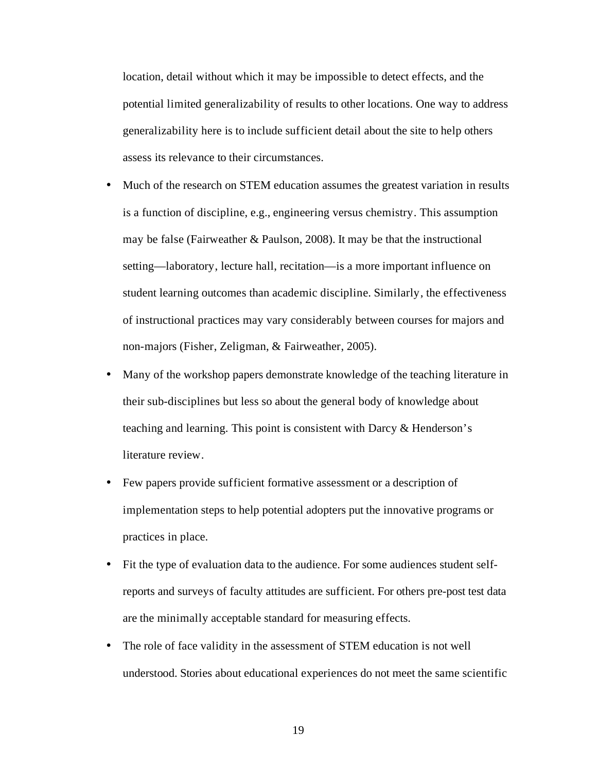location, detail without which it may be impossible to detect effects, and the potential limited generalizability of results to other locations. One way to address generalizability here is to include sufficient detail about the site to help others assess its relevance to their circumstances.

- Much of the research on STEM education assumes the greatest variation in results is a function of discipline, e.g., engineering versus chemistry. This assumption may be false (Fairweather & Paulson, 2008). It may be that the instructional setting—laboratory, lecture hall, recitation—is a more important influence on student learning outcomes than academic discipline. Similarly, the effectiveness of instructional practices may vary considerably between courses for majors and non-majors (Fisher, Zeligman, & Fairweather, 2005).
- Many of the workshop papers demonstrate knowledge of the teaching literature in their sub-disciplines but less so about the general body of knowledge about teaching and learning. This point is consistent with Darcy & Henderson's literature review.
- Few papers provide sufficient formative assessment or a description of implementation steps to help potential adopters put the innovative programs or practices in place.
- Fit the type of evaluation data to the audience. For some audiences student self-reports and surveys of faculty attitudes are sufficient. For others pre-post test data are the minimally acceptable standard for measuring effects.
- The role of face validity in the assessment of STEM education is not well understood. Stories about educational experiences do not meet the same scientific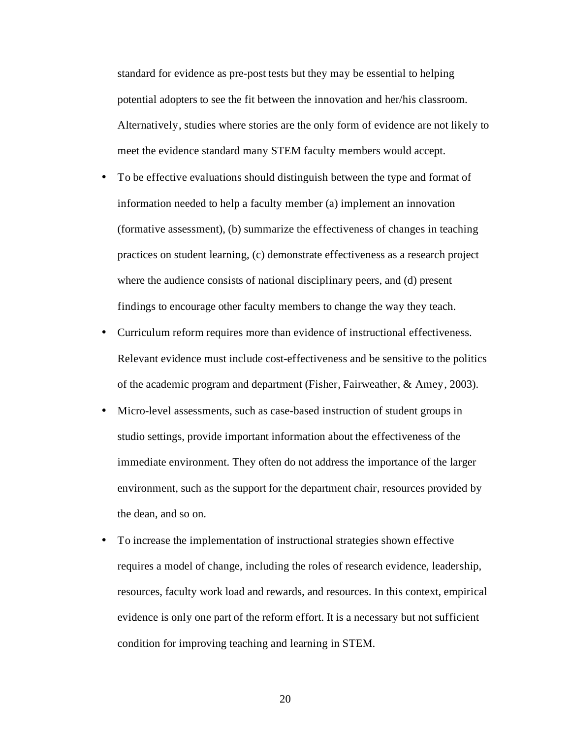standard for evidence as pre-post tests but they may be essential to helping potential adopters to see the fit between the innovation and her/his classroom. Alternatively, studies where stories are the only form of evidence are not likely to meet the evidence standard many STEM faculty members would accept.

- To be effective evaluations should distinguish between the type and format of information needed to help a faculty member (a) implement an innovation (formative assessment), (b) summarize the effectiveness of changes in teaching practices on student learning, (c) demonstrate effectiveness as a research project where the audience consists of national disciplinary peers, and (d) present findings to encourage other faculty members to change the way they teach.
- Curriculum reform requires more than evidence of instructional effectiveness. Relevant evidence must include cost-effectiveness and be sensitive to the politics of the academic program and department (Fisher, Fairweather, & Amey, 2003).
- Micro-level assessments, such as case-based instruction of student groups in studio settings, provide important information about the effectiveness of the immediate environment. They often do not address the importance of the larger environment, such as the support for the department chair, resources provided by the dean, and so on.
- To increase the implementation of instructional strategies shown effective requires a model of change, including the roles of research evidence, leadership, resources, faculty work load and rewards, and resources. In this context, empirical evidence is only one part of the reform effort. It is a necessary but not sufficient condition for improving teaching and learning in STEM.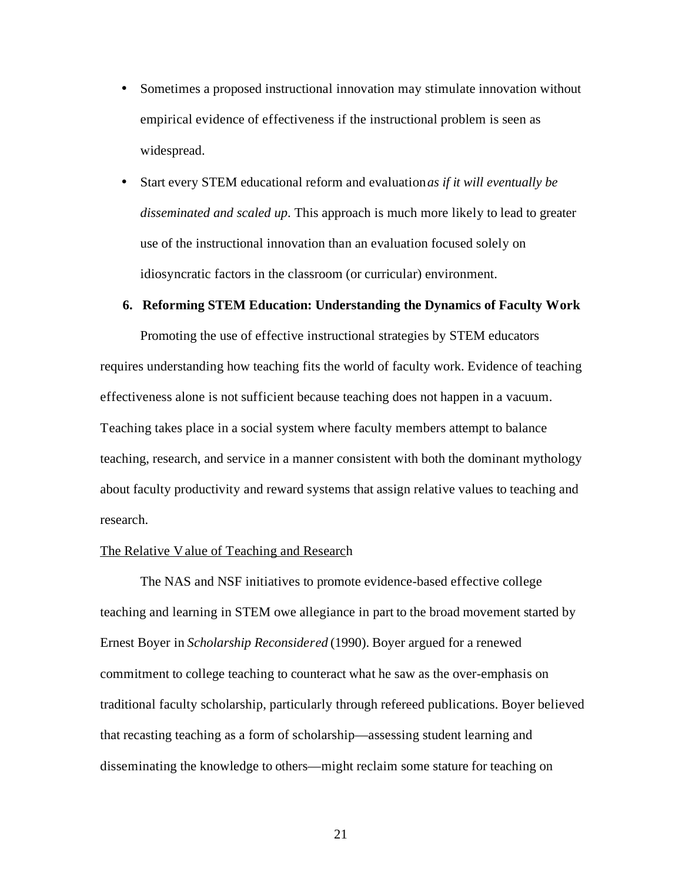- Sometimes a proposed instructional innovation may stimulate innovation without empirical evidence of effectiveness if the instructional problem is seen as widespread.
- Start every STEM educational reform and evaluation *as if it will eventually be disseminated and scaled up*. This approach is much more likely to lead to greater use of the instructional innovation than an evaluation focused solely on idiosyncratic factors in the classroom (or curricular) environment.

## 6. Reforming STEM Education: Understanding the Dynamics of Faculty Work

Promoting the use of effective instructional strategies by STEM educators requires understanding how teaching fits the world of faculty work. Evidence of teaching effectiveness alone is not sufficient because teaching does not happen in a vacuum. Teaching takes place in a social system where faculty members attempt to balance teaching, research, and service in a manner consistent with both the dominant mythology about faculty productivity and reward systems that assign relative values to teaching and research.

### The Relative Value of Teaching and Research

The NAS and NSF initiatives to promote evidence-based effective college teaching and learning in STEM owe allegiance in part to the broad movement started by Ernest Boyer in *Scholarship Reconsidered* (1990). Boyer argued for a renewed commitment to college teaching to counteract what he saw as the over-emphasis on traditional faculty scholarship, particularly through refereed publications. Boyer believed that recasting teaching as a form of scholarship—assessing student learning and disseminating the knowledge to others—might reclaim some stature for teaching on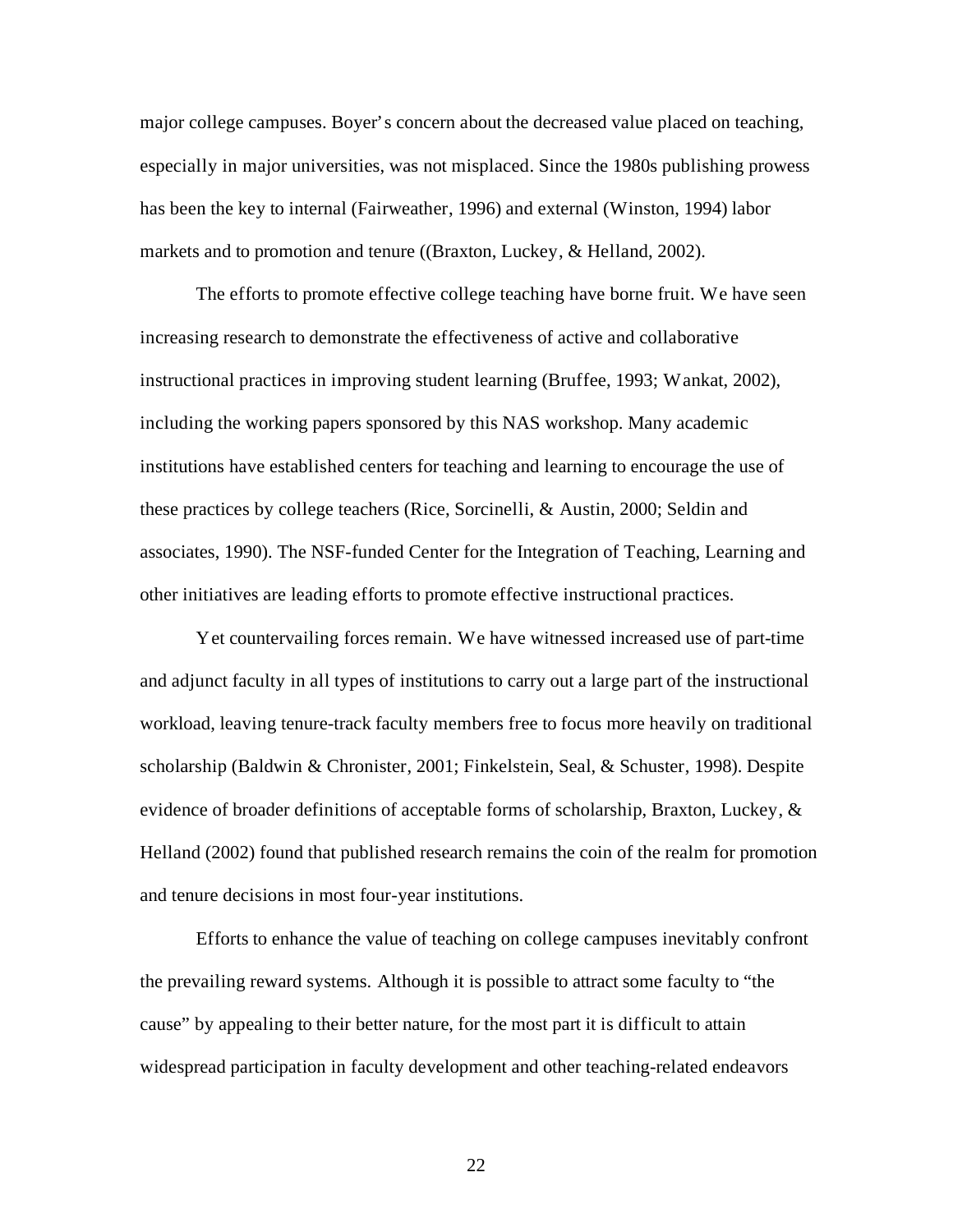major college campuses. Boyer's concern about the decreased value placed on teaching, especially in major universities, was not misplaced. Since the 1980s publishing prowess has been the key to internal (Fairweather, 1996) and external (Winston, 1994) labor markets and to promotion and tenure ((Braxton, Luckey, & Helland, 2002).

The efforts to promote effective college teaching have borne fruit. We have seen increasing research to demonstrate the effectiveness of active and collaborative instructional practices in improving student learning (Bruffee, 1993; Wankat, 2002), including the working papers sponsored by this NAS workshop. Many academic institutions have established centers for teaching and learning to encourage the use of these practices by college teachers (Rice, Sorcinelli, & Austin, 2000; Seldin and associates, 1990). The NSF-funded Center for the Integration of Teaching, Learning and other initiatives are leading efforts to promote effective instructional practices.

Yet countervailing forces remain. We have witnessed increased use of part-time and adjunct faculty in all types of institutions to carry out a large part of the instructional workload, leaving tenure-track faculty members free to focus more heavily on traditional scholarship (Baldwin & Chronister, 2001; Finkelstein, Seal, & Schuster, 1998). Despite evidence of broader definitions of acceptable forms of scholarship, Braxton, Luckey, & Helland (2002) found that published research remains the coin of the realm for promotion and tenure decisions in most four-year institutions.

Efforts to enhance the value of teaching on college campuses inevitably confront the prevailing reward systems. Although it is possible to attract some faculty to "the cause" by appealing to their better nature, for the most part it is difficult to attain widespread participation in faculty development and other teaching-related endeavors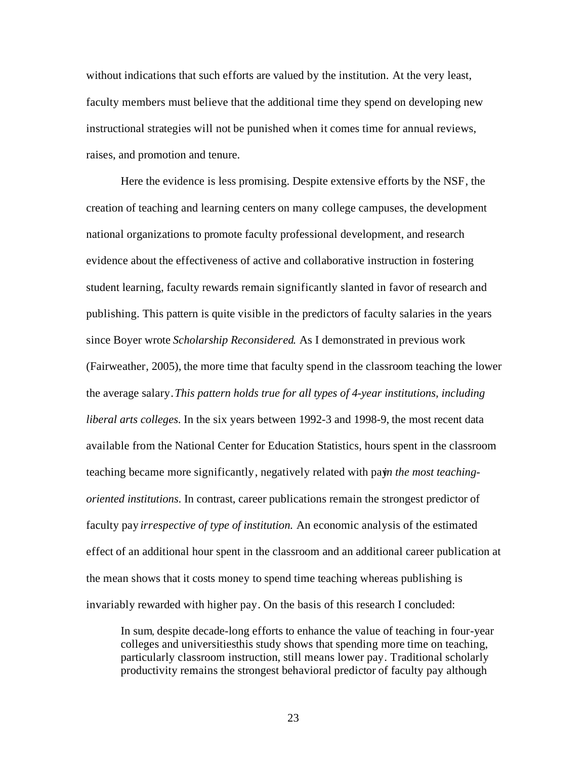without indications that such efforts are valued by the institution. At the very least, faculty members must believe that the additional time they spend on developing new instructional strategies will not be punished when it comes time for annual reviews, raises, and promotion and tenure.

Here the evidence is less promising. Despite extensive efforts by the NSF, the creation of teaching and learning centers on many college campuses, the development national organizations to promote faculty professional development, and research evidence about the effectiveness of active and collaborative instruction in fostering student learning, faculty rewards remain significantly slanted in favor of research and publishing. This pattern is quite visible in the predictors of faculty salaries in the years since Boyer wrote *Scholarship Reconsidered*. As I demonstrated in previous work (Fairweather, 2005), the more time that faculty spend in the classroom teaching the lower the average salary. *This pattern holds true for all types of 4-year institutions, including liberal arts colleges.* In the six years between 1992-3 and 1998-9, the most recent data available from the National Center for Education Statistics, hours spent in the classroom teaching became more significantly, negatively related with pay *in the most teaching-oriented institutions.* In contrast, career publications remain the strongest predictor of faculty pay *irrespective of type of institution.* An economic analysis of the estimated effect of an additional hour spent in the classroom and an additional career publication at the mean shows that it costs money to spend time teaching whereas publishing is invariably rewarded with higher pay. On the basis of this research I concluded:

> In sum, despite decade-long efforts to enhance the value of teaching in four-year colleges and universitiesthis study shows that spending more time on teaching, particularly classroom instruction, still means lower pay. Traditional scholarly productivity remains the strongest behavioral predictor of faculty pay although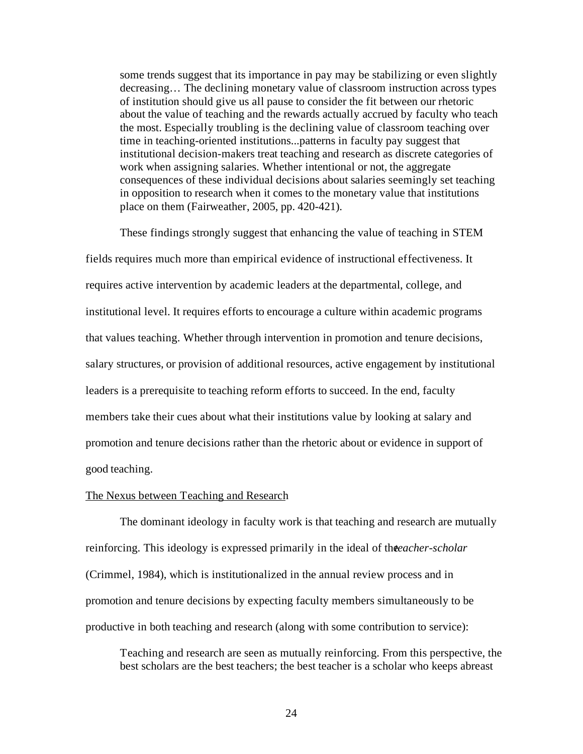> some trends suggest that its importance in pay may be stabilizing or even slightly decreasing… The declining monetary value of classroom instruction across types of institution should give us all pause to consider the fit between our rhetoric about the value of teaching and the rewards actually accrued by faculty who teach the most. Especially troubling is the declining value of classroom teaching over time in teaching-oriented institutions...patterns in faculty pay suggest that institutional decision-makers treat teaching and research as discrete categories of work when assigning salaries. Whether intentional or not, the aggregate consequences of these individual decisions about salaries seemingly set teaching in opposition to research when it comes to the monetary value that institutions place on them (Fairweather, 2005, pp. 420-421).

These findings strongly suggest that enhancing the value of teaching in STEM fields requires much more than empirical evidence of instructional effectiveness. It requires active intervention by academic leaders at the departmental, college, and institutional level. It requires efforts to encourage a culture within academic programs that values teaching. Whether through intervention in promotion and tenure decisions, salary structures, or provision of additional resources, active engagement by institutional leaders is a prerequisite to teaching reform efforts to succeed. In the end, faculty members take their cues about what their institutions value by looking at salary and promotion and tenure decisions rather than the rhetoric about or evidence in support of good teaching.

<u>The Nexus between Teaching and Research</u>

The dominant ideology in faculty work is that teaching and research are mutually reinforcing. This ideology is expressed primarily in the ideal of the *teacher-scholar* (Crimmel, 1984), which is institutionalized in the annual review process and in promotion and tenure decisions by expecting faculty members simultaneously to be productive in both teaching and research (along with some contribution to service):

> Teaching and research are seen as mutually reinforcing. From this perspective, the best scholars are the best teachers; the best teacher is a scholar who keeps abreast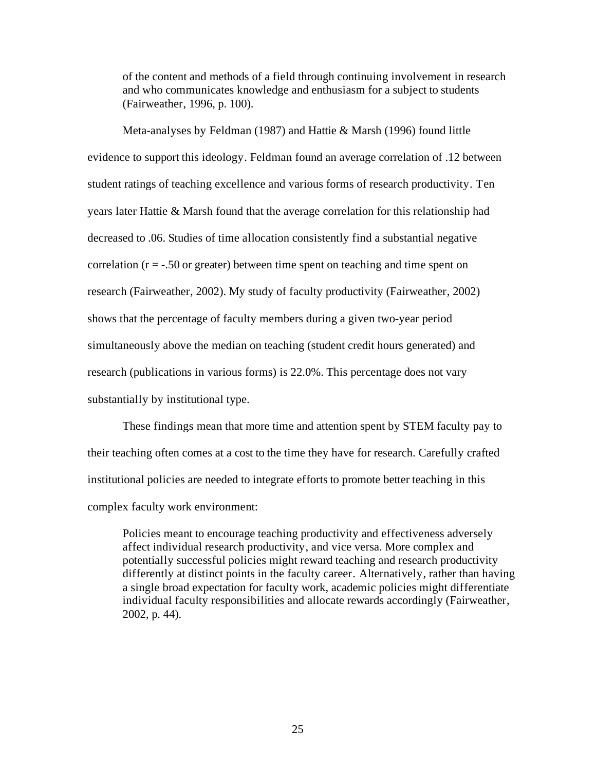> of the content and methods of a field through continuing involvement in research and who communicates knowledge and enthusiasm for a subject to students (Fairweather, 1996, p. 100).

Meta-analyses by Feldman (1987) and Hattie & Marsh (1996) found little evidence to support this ideology. Feldman found an average correlation of .12 between student ratings of teaching excellence and various forms of research productivity. Ten years later Hattie & Marsh found that the average correlation for this relationship had decreased to .06. Studies of time allocation consistently find a substantial negative correlation ($r = -.50$ or greater) between time spent on teaching and time spent on research (Fairweather, 2002). My study of faculty productivity (Fairweather, 2002) shows that the percentage of faculty members during a given two-year period simultaneously above the median on teaching (student credit hours generated) and research (publications in various forms) is 22.0%. This percentage does not vary substantially by institutional type.

These findings mean that more time and attention spent by STEM faculty pay to their teaching often comes at a cost to the time they have for research. Carefully crafted institutional policies are needed to integrate efforts to promote better teaching in this complex faculty work environment:

> Policies meant to encourage teaching productivity and effectiveness adversely affect individual research productivity, and vice versa. More complex and potentially successful policies might reward teaching and research productivity differently at distinct points in the faculty career. Alternatively, rather than having a single broad expectation for faculty work, academic policies might differentiate individual faculty responsibilities and allocate rewards accordingly (Fairweather, 2002, p. 44).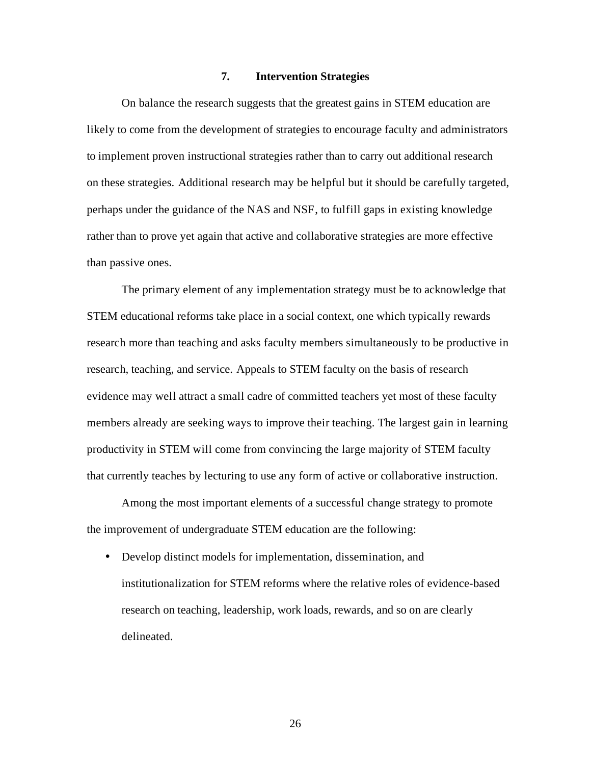## 7. Intervention Strategies

On balance the research suggests that the greatest gains in STEM education are likely to come from the development of strategies to encourage faculty and administrators to implement proven instructional strategies rather than to carry out additional research on these strategies. Additional research may be helpful but it should be carefully targeted, perhaps under the guidance of the NAS and NSF, to fulfill gaps in existing knowledge rather than to prove yet again that active and collaborative strategies are more effective than passive ones.

The primary element of any implementation strategy must be to acknowledge that STEM educational reforms take place in a social context, one which typically rewards research more than teaching and asks faculty members simultaneously to be productive in research, teaching, and service. Appeals to STEM faculty on the basis of research evidence may well attract a small cadre of committed teachers yet most of these faculty members already are seeking ways to improve their teaching. The largest gain in learning productivity in STEM will come from convincing the large majority of STEM faculty that currently teaches by lecturing to use any form of active or collaborative instruction.

Among the most important elements of a successful change strategy to promote the improvement of undergraduate STEM education are the following:

- Develop distinct models for implementation, dissemination, and institutionalization for STEM reforms where the relative roles of evidence-based research on teaching, leadership, work loads, rewards, and so on are clearly delineated.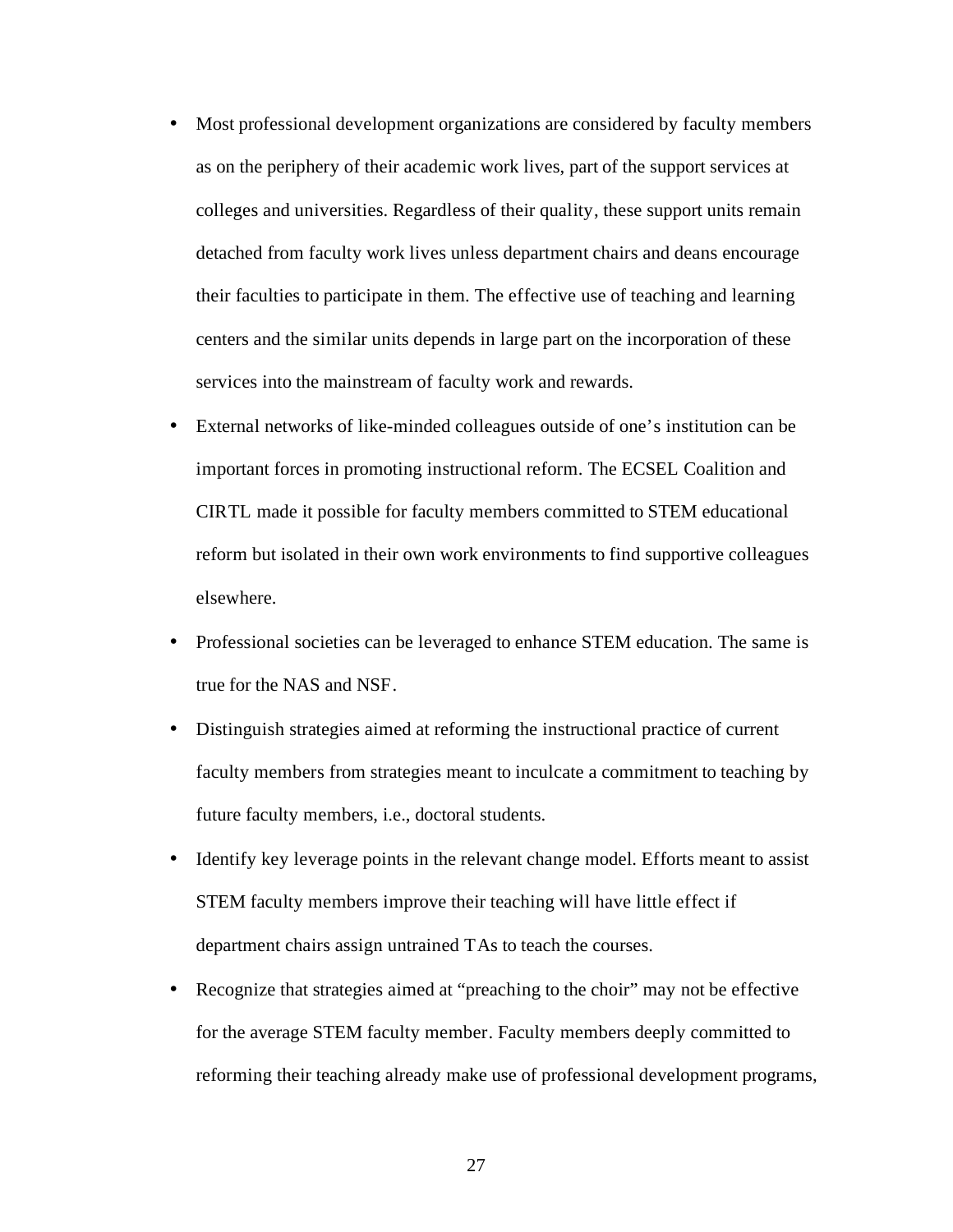- Most professional development organizations are considered by faculty members as on the periphery of their academic work lives, part of the support services at colleges and universities. Regardless of their quality, these support units remain detached from faculty work lives unless department chairs and deans encourage their faculties to participate in them. The effective use of teaching and learning centers and the similar units depends in large part on the incorporation of these services into the mainstream of faculty work and rewards.
- External networks of like-minded colleagues outside of one's institution can be important forces in promoting instructional reform. The ECSEL Coalition and CIRTL made it possible for faculty members committed to STEM educational reform but isolated in their own work environments to find supportive colleagues elsewhere.
- Professional societies can be leveraged to enhance STEM education. The same is true for the NAS and NSF.
- Distinguish strategies aimed at reforming the instructional practice of current faculty members from strategies meant to inculcate a commitment to teaching by future faculty members, i.e., doctoral students.
- Identify key leverage points in the relevant change model. Efforts meant to assist STEM faculty members improve their teaching will have little effect if department chairs assign untrained TAs to teach the courses.
- Recognize that strategies aimed at "preaching to the choir" may not be effective for the average STEM faculty member. Faculty members deeply committed to reforming their teaching already make use of professional development programs,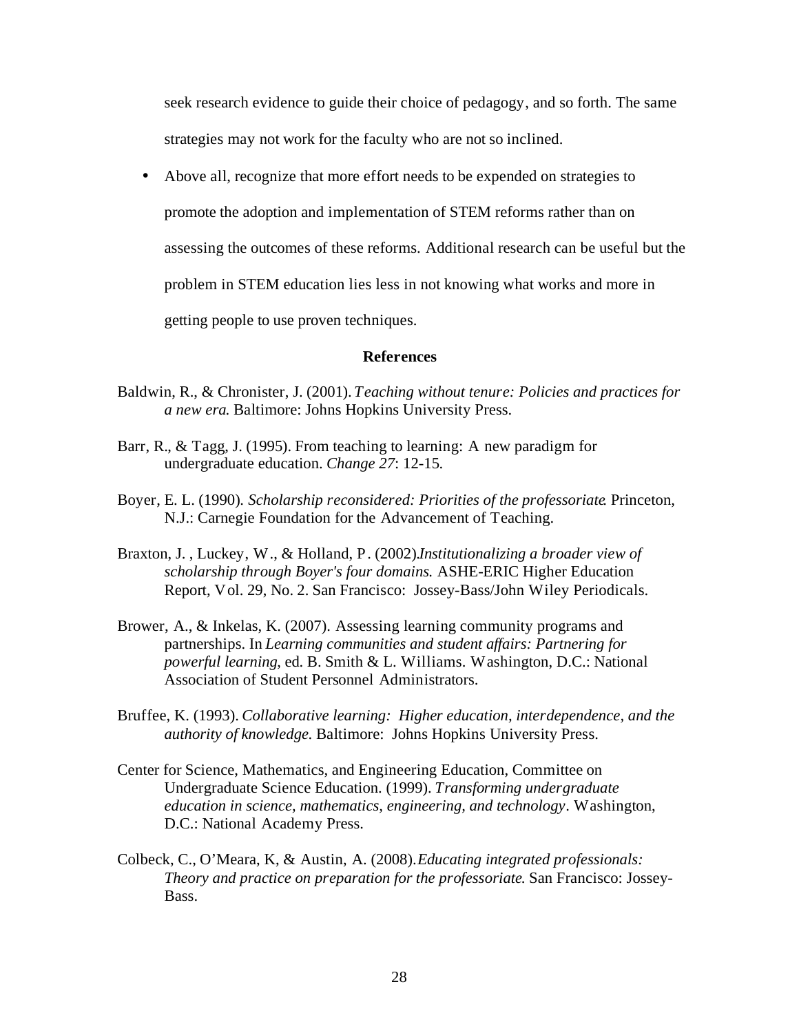seek research evidence to guide their choice of pedagogy, and so forth. The same strategies may not work for the faculty who are not so inclined.

- Above all, recognize that more effort needs to be expended on strategies to promote the adoption and implementation of STEM reforms rather than on assessing the outcomes of these reforms. Additional research can be useful but the problem in STEM education lies less in not knowing what works and more in getting people to use proven techniques.

## References

Baldwin, R., & Chronister, J. (2001). *Teaching without tenure: Policies and practices for a new era.* Baltimore: Johns Hopkins University Press.

Barr, R., & Tagg, J. (1995). From teaching to learning: A new paradigm for undergraduate education. *Change 27*: 12-15.

Boyer, E. L. (1990). *Scholarship reconsidered: Priorities of the professoriate.* Princeton, N.J.: Carnegie Foundation for the Advancement of Teaching.

Braxton, J. , Luckey, W., & Holland, P. (2002). *Institutionalizing a broader view of scholarship through Boyer's four domains.* ASHE-ERIC Higher Education Report, Vol. 29, No. 2. San Francisco: Jossey-Bass/John Wiley Periodicals.

Brower, A., & Inkelas, K. (2007). Assessing learning community programs and partnerships. In *Learning communities and student affairs: Partnering for powerful learning*, ed. B. Smith & L. Williams. Washington, D.C.: National Association of Student Personnel Administrators.

Bruffee, K. (1993). *Collaborative learning: Higher education, interdependence, and the authority of knowledge.* Baltimore: Johns Hopkins University Press.

Center for Science, Mathematics, and Engineering Education, Committee on Undergraduate Science Education. (1999). *Transforming undergraduate education in science, mathematics, engineering, and technology*. Washington, D.C.: National Academy Press.

Colbeck, C., O'Meara, K, & Austin, A. (2008). *Educating integrated professionals: Theory and practice on preparation for the professoriate.* San Francisco: Jossey-Bass.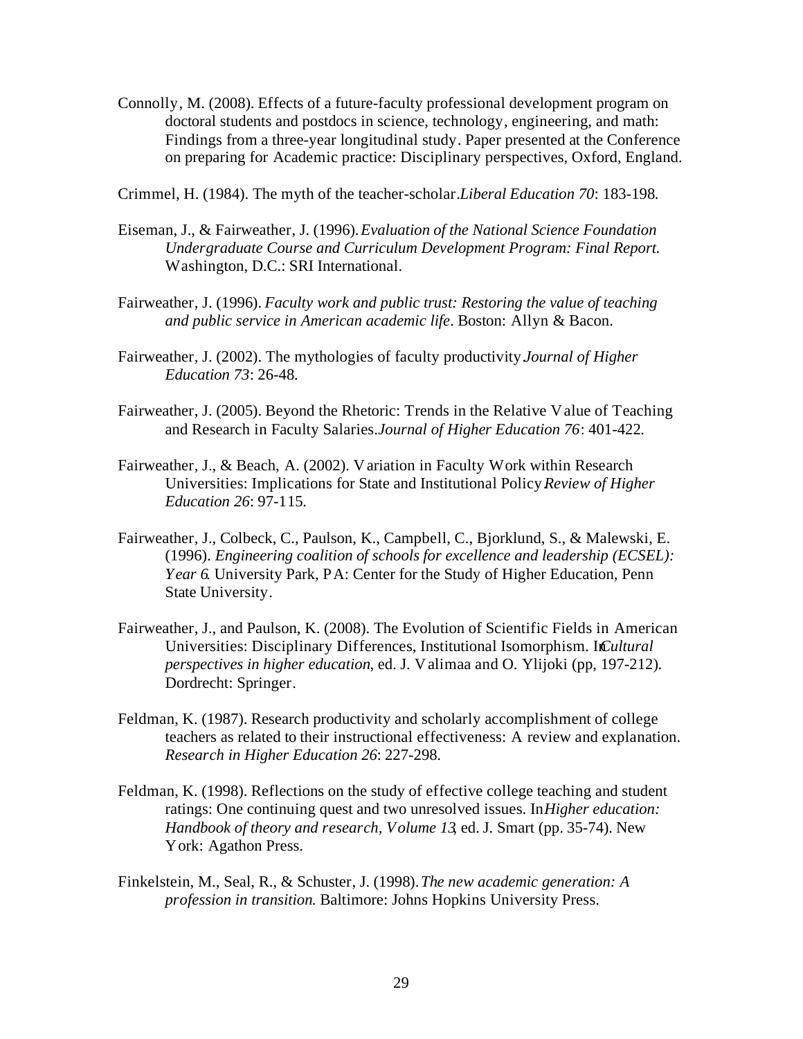Connolly, M. (2008). Effects of a future-faculty professional development program on doctoral students and postdocs in science, technology, engineering, and math: Findings from a three-year longitudinal study. Paper presented at the Conference on preparing for Academic practice: Disciplinary perspectives, Oxford, England.

Crimmel, H. (1984). The myth of the teacher-scholar. *Liberal Education 70*: 183-198.

Eiseman, J., & Fairweather, J. (1996). *Evaluation of the National Science Foundation Undergraduate Course and Curriculum Development Program: Final Report.* Washington, D.C.: SRI International.

Fairweather, J. (1996). *Faculty work and public trust: Restoring the value of teaching and public service in American academic life*. Boston: Allyn & Bacon.

Fairweather, J. (2002). The mythologies of faculty productivity. *Journal of Higher Education 73*: 26-48.

Fairweather, J. (2005). Beyond the Rhetoric: Trends in the Relative Value of Teaching and Research in Faculty Salaries. *Journal of Higher Education 76*: 401-422.

Fairweather, J., & Beach, A. (2002). Variation in Faculty Work within Research Universities: Implications for State and Institutional Policy. *Review of Higher Education 26*: 97-115.

Fairweather, J., Colbeck, C., Paulson, K., Campbell, C., Bjorklund, S., & Malewski, E. (1996). *Engineering coalition of schools for excellence and leadership (ECSEL): Year 6*. University Park, PA: Center for the Study of Higher Education, Penn State University.

Fairweather, J., and Paulson, K. (2008). The Evolution of Scientific Fields in American Universities: Disciplinary Differences, Institutional Isomorphism. In *Cultural perspectives in higher education*, ed. J. Valimaa and O. Ylijoki (pp, 197-212). Dordrecht: Springer.

Feldman, K. (1987). Research productivity and scholarly accomplishment of college teachers as related to their instructional effectiveness: A review and explanation. *Research in Higher Education 26*: 227-298.

Feldman, K. (1998). Reflections on the study of effective college teaching and student ratings: One continuing quest and two unresolved issues. In *Higher education: Handbook of theory and research, Volume 13*, ed. J. Smart (pp. 35-74). New York: Agathon Press.

Finkelstein, M., Seal, R., & Schuster, J. (1998). *The new academic generation: A profession in transition*. Baltimore: Johns Hopkins University Press.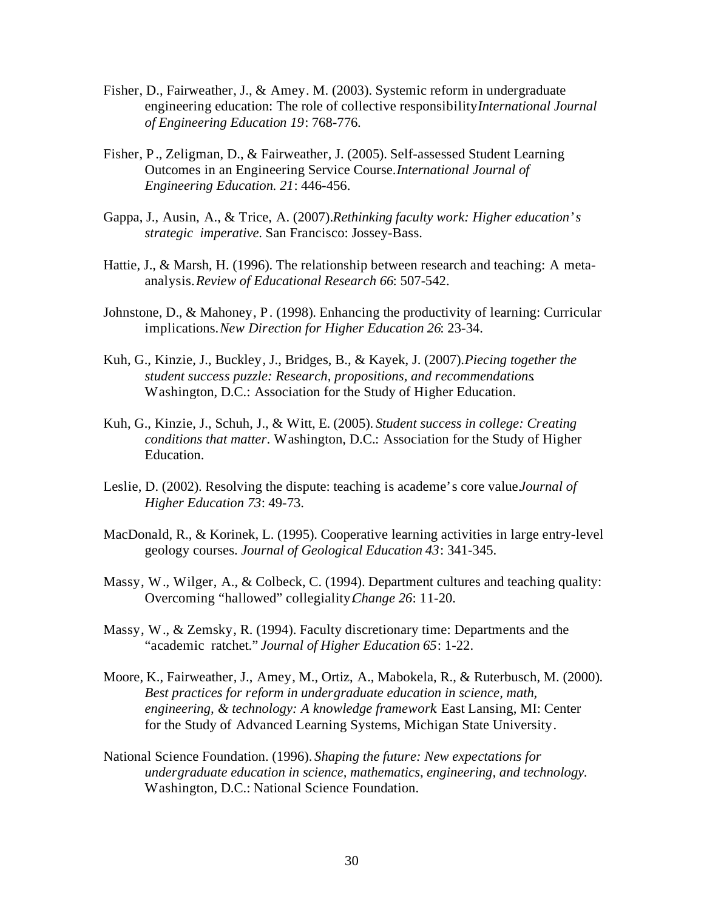Fisher, D., Fairweather, J., & Amey. M. (2003). Systemic reform in undergraduate engineering education: The role of collective responsibility. *International Journal of Engineering Education 19*: 768-776.

Fisher, P., Zeligman, D., & Fairweather, J. (2005). Self-assessed Student Learning Outcomes in an Engineering Service Course. *International Journal of Engineering Education. 21*: 446-456.

Gappa, J., Ausin, A., & Trice, A. (2007). *Rethinking faculty work: Higher education's strategic imperative*. San Francisco: Jossey-Bass.

Hattie, J., & Marsh, H. (1996). The relationship between research and teaching: A meta-analysis. *Review of Educational Research 66*: 507-542.

Johnstone, D., & Mahoney, P. (1998). Enhancing the productivity of learning: Curricular implications. *New Direction for Higher Education 26*: 23-34.

Kuh, G., Kinzie, J., Buckley, J., Bridges, B., & Kayek, J. (2007). *Piecing together the student success puzzle: Research, propositions, and recommendations*. Washington, D.C.: Association for the Study of Higher Education.

Kuh, G., Kinzie, J., Schuh, J., & Witt, E. (2005). *Student success in college: Creating conditions that matter*. Washington, D.C.: Association for the Study of Higher Education.

Leslie, D. (2002). Resolving the dispute: teaching is academe's core value. *Journal of Higher Education 73*: 49-73.

MacDonald, R., & Korinek, L. (1995). Cooperative learning activities in large entry-level geology courses. *Journal of Geological Education 43*: 341-345.

Massy, W., Wilger, A., & Colbeck, C. (1994). Department cultures and teaching quality: Overcoming "hallowed" collegiality. *Change 26*: 11-20.

Massy, W., & Zemsky, R. (1994). Faculty discretionary time: Departments and the "academic ratchet." *Journal of Higher Education 65*: 1-22.

Moore, K., Fairweather, J., Amey, M., Ortiz, A., Mabokela, R., & Ruterbusch, M. (2000). *Best practices for reform in undergraduate education in science, math, engineering, & technology: A knowledge framework*. East Lansing, MI: Center for the Study of Advanced Learning Systems, Michigan State University.

National Science Foundation. (1996). *Shaping the future: New expectations for undergraduate education in science, mathematics, engineering, and technology*. Washington, D.C.: National Science Foundation.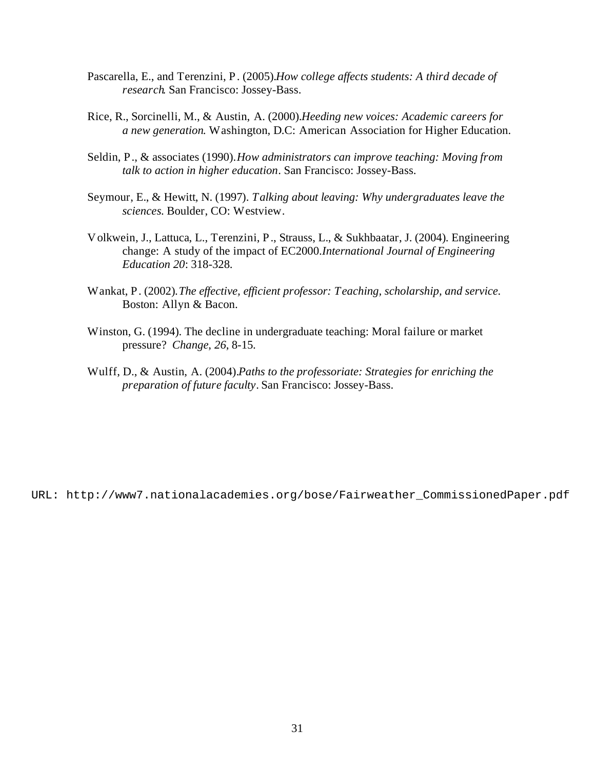Pascarella, E., and Terenzini, P. (2005). *How college affects students: A third decade of research*. San Francisco: Jossey-Bass.

Rice, R., Sorcinelli, M., & Austin, A. (2000). *Heeding new voices: Academic careers for a new generation*. Washington, D.C: American Association for Higher Education.

Seldin, P., & associates (1990). *How administrators can improve teaching: Moving from talk to action in higher education*. San Francisco: Jossey-Bass.

Seymour, E., & Hewitt, N. (1997). *Talking about leaving: Why undergraduates leave the sciences.* Boulder, CO: Westview.

Volkwein, J., Lattuca, L., Terenzini, P., Strauss, L., & Sukhbaatar, J. (2004). Engineering change: A study of the impact of EC2000. *International Journal of Engineering Education 20*: 318-328.

Wankat, P. (2002). *The effective, efficient professor: Teaching, scholarship, and service.* Boston: Allyn & Bacon.

Winston, G. (1994). The decline in undergraduate teaching: Moral failure or market pressure? *Change*, *26*, 8-15.

Wulff, D., & Austin, A. (2004). *Paths to the professoriate: Strategies for enriching the preparation of future faculty*. San Francisco: Jossey-Bass.

URL: http://www7.nationalacademies.org/bose/Fairweather_CommissionedPaper.pdf